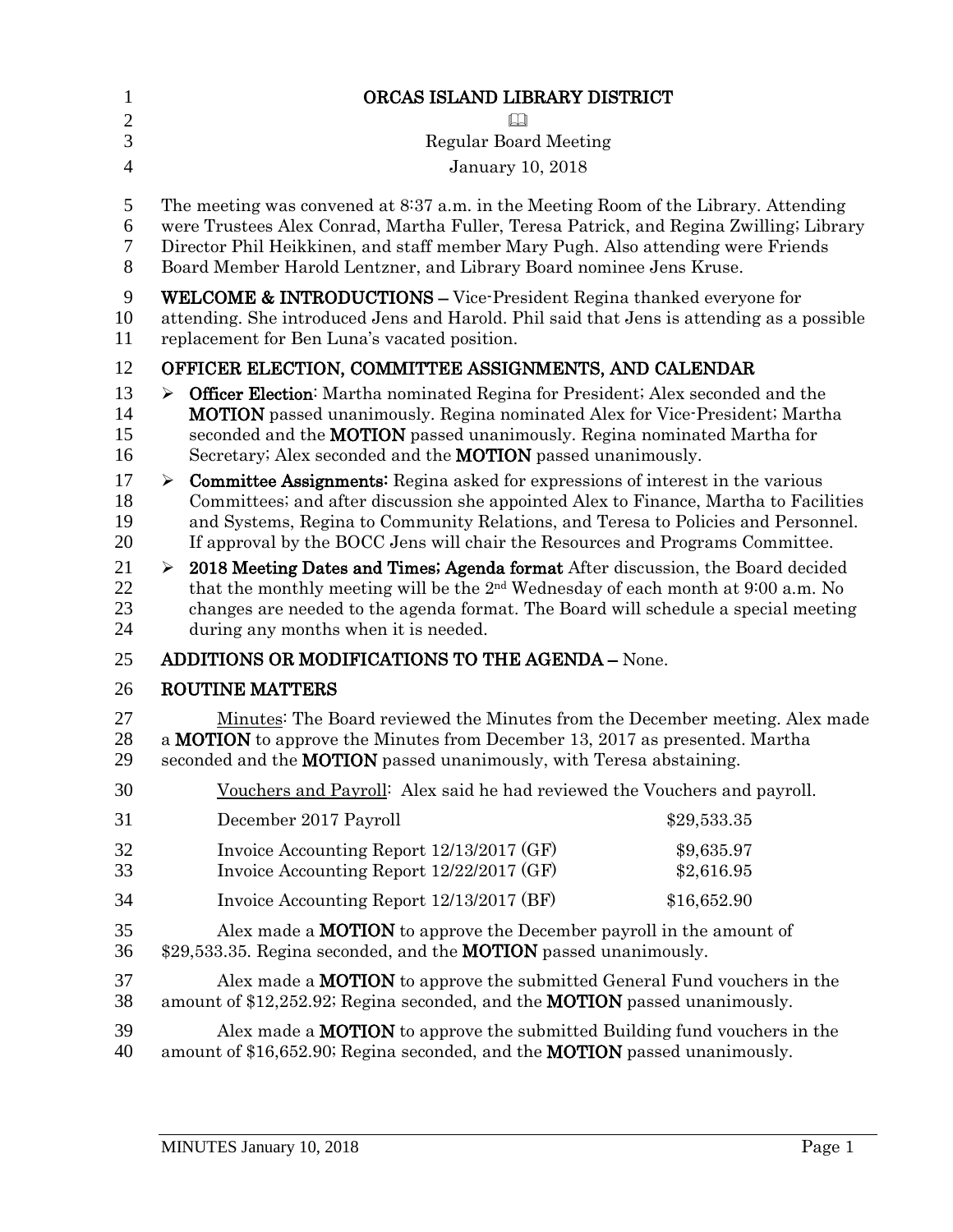# ORCAS ISLAND LIBRARY DISTRICT

📖

Regular Board Meeting

January 10, 2018

The meeting was convened at 8:37 a.m. in the Meeting Room of the Library. Attending were Trustees Alex Conrad, Martha Fuller, Teresa Patrick, and Regina Zwilling; Library Director Phil Heikkinen, and staff member Mary Pugh. Also attending were Friends Board Member Harold Lentzner, and Library Board nominee Jens Kruse.

**WELCOME & INTRODUCTIONS –** Vice-President Regina thanked everyone for attending. She introduced Jens and Harold. Phil said that Jens is attending as a possible replacement for Ben Luna's vacated position.

## OFFICER ELECTION, COMMITTEE ASSIGNMENTS, AND CALENDAR

- **Officer Election**: Martha nominated Regina for President; Alex seconded and the **MOTION** passed unanimously. Regina nominated Alex for Vice-President; Martha seconded and the **MOTION** passed unanimously. Regina nominated Martha for Secretary; Alex seconded and the **MOTION** passed unanimously.
- **Committee Assignments:** Regina asked for expressions of interest in the various Committees; and after discussion she appointed Alex to Finance, Martha to Facilities and Systems, Regina to Community Relations, and Teresa to Policies and Personnel. If approval by the BOCC Jens will chair the Resources and Programs Committee.
- **2018 Meeting Dates and Times; Agenda format** After discussion, the Board decided that the monthly meeting will be the 2nd Wednesday of each month at 9:00 a.m. No changes are needed to the agenda format. The Board will schedule a special meeting during any months when it is needed.

## ADDITIONS OR MODIFICATIONS TO THE AGENDA – None.

## ROUTINE MATTERS

Minutes: The Board reviewed the Minutes from the December meeting. Alex made a **MOTION** to approve the Minutes from December 13, 2017 as presented. Martha seconded and the **MOTION** passed unanimously, with Teresa abstaining.

Vouchers and Payroll: Alex said he had reviewed the Vouchers and payroll.

| | |
|---|---|
| December 2017 Payroll | $29,533.35 |
| Invoice Accounting Report 12/13/2017 (GF) | $9,635.97 |
| Invoice Accounting Report 12/22/2017 (GF) | $2,616.95 |
| Invoice Accounting Report 12/13/2017 (BF) | $16,652.90 |

Alex made a **MOTION** to approve the December payroll in the amount of $29,533.35. Regina seconded, and the **MOTION** passed unanimously.

Alex made a **MOTION** to approve the submitted General Fund vouchers in the amount of $12,252.92; Regina seconded, and the **MOTION** passed unanimously.

Alex made a **MOTION** to approve the submitted Building fund vouchers in the amount of $16,652.90; Regina seconded, and the **MOTION** passed unanimously.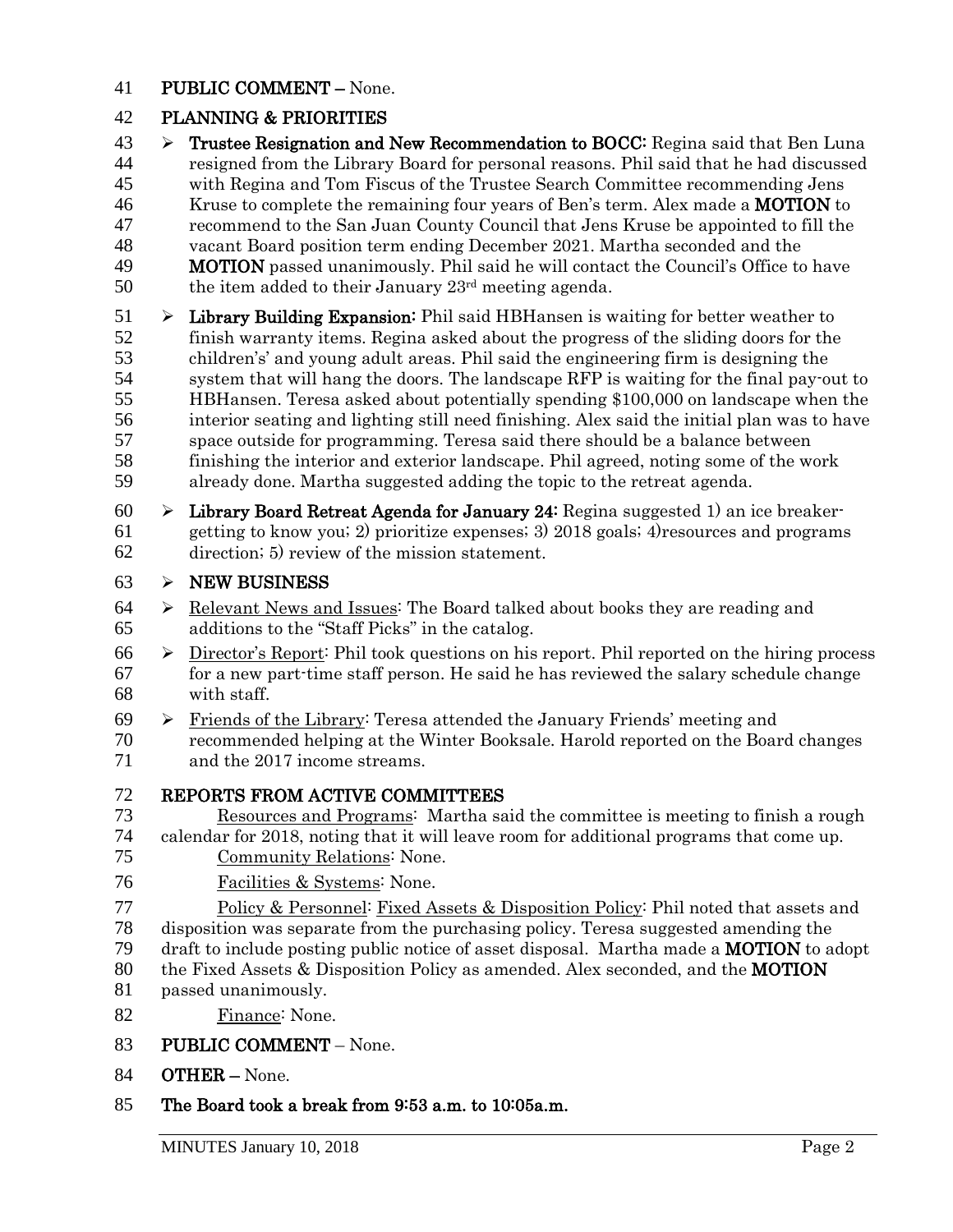**PUBLIC COMMENT –** None.

**PLANNING & PRIORITIES**

- **Trustee Resignation and New Recommendation to BOCC:** Regina said that Ben Luna resigned from the Library Board for personal reasons. Phil said that he had discussed with Regina and Tom Fiscus of the Trustee Search Committee recommending Jens Kruse to complete the remaining four years of Ben's term. Alex made a **MOTION** to recommend to the San Juan County Council that Jens Kruse be appointed to fill the vacant Board position term ending December 2021. Martha seconded and the **MOTION** passed unanimously. Phil said he will contact the Council's Office to have the item added to their January 23rd meeting agenda.
- **Library Building Expansion:** Phil said HBHansen is waiting for better weather to finish warranty items. Regina asked about the progress of the sliding doors for the childrens' and young adult areas. Phil said the engineering firm is designing the system that will hang the doors. The landscape RFP is waiting for the final pay-out to HBHansen. Teresa asked about potentially spending $100,000 on landscape when the interior seating and lighting still need finishing. Alex said the initial plan was to have space outside for programming. Teresa said there should be a balance between finishing the interior and exterior landscape. Phil agreed, noting some of the work already done. Martha suggested adding the topic to the retreat agenda.
- **Library Board Retreat Agenda for January 24:** Regina suggested 1) an ice breaker-getting to know you; 2) prioritize expenses; 3) 2018 goals; 4)resources and programs direction; 5) review of the mission statement.
- **NEW BUSINESS**
- Relevant News and Issues: The Board talked about books they are reading and additions to the "Staff Picks" in the catalog.
- Director's Report: Phil took questions on his report. Phil reported on the hiring process for a new part-time staff person. He said he has reviewed the salary schedule change with staff.
- Friends of the Library: Teresa attended the January Friends' meeting and recommended helping at the Winter Booksale. Harold reported on the Board changes and the 2017 income streams.

**REPORTS FROM ACTIVE COMMITTEES**

Resources and Programs: Martha said the committee is meeting to finish a rough calendar for 2018, noting that it will leave room for additional programs that come up.

Community Relations: None.

Facilities & Systems: None.

Policy & Personnel: Fixed Assets & Disposition Policy: Phil noted that assets and disposition was separate from the purchasing policy. Teresa suggested amending the draft to include posting public notice of asset disposal. Martha made a **MOTION** to adopt the Fixed Assets & Disposition Policy as amended. Alex seconded, and the **MOTION** passed unanimously.

Finance: None.

**PUBLIC COMMENT** – None.

**OTHER –** None.

**The Board took a break from 9:53 a.m. to 10:05a.m.**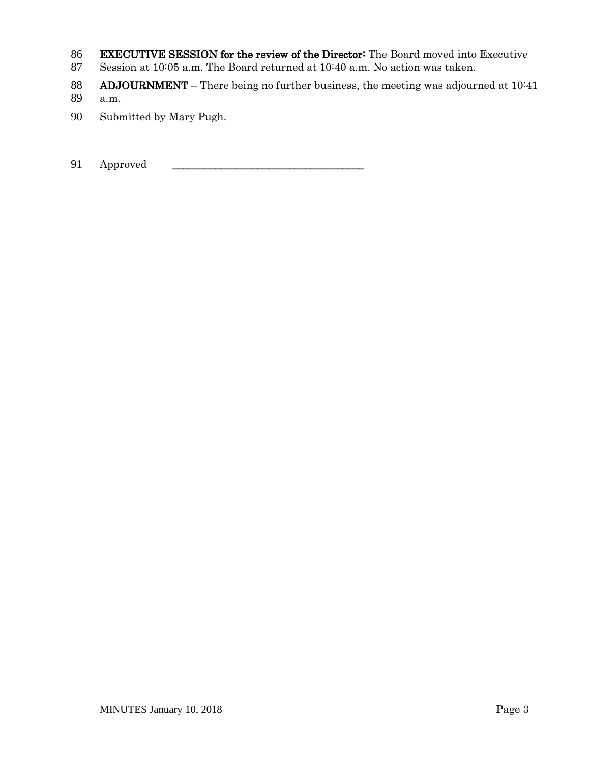**EXECUTIVE SESSION for the review of the Director:** The Board moved into Executive Session at 10:05 a.m. The Board returned at 10:40 a.m. No action was taken.

**ADJOURNMENT** – There being no further business, the meeting was adjourned at 10:41 a.m.

Submitted by Mary Pugh.

Approved \_\_\_\_\_\_\_\_\_\_\_\_\_\_\_\_\_\_\_\_\_\_\_\_\_\_\_\_\_\_\_\_\_\_\_\_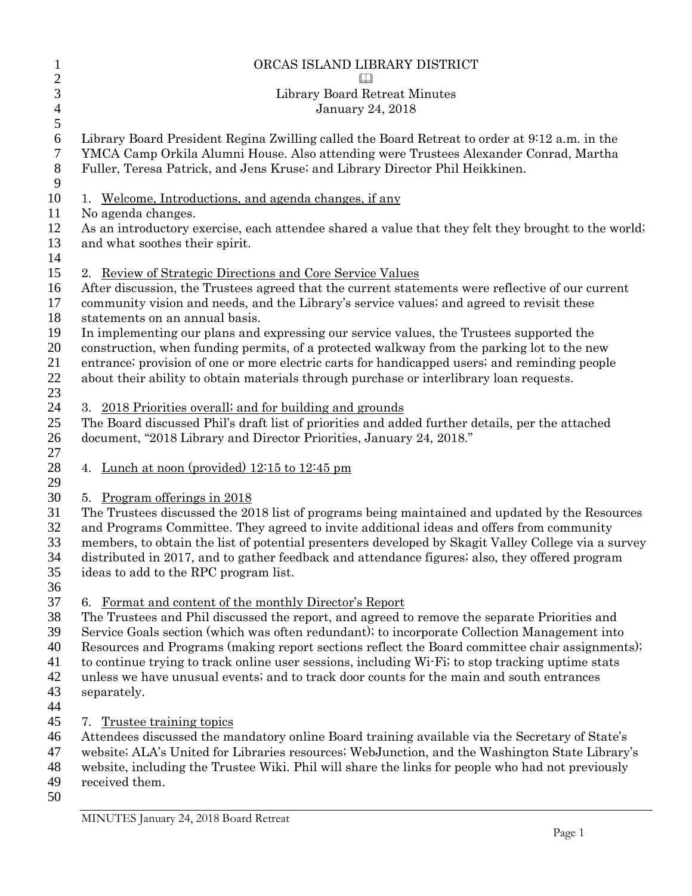# ORCAS ISLAND LIBRARY DISTRICT

## Library Board Retreat Minutes
## January 24, 2018

Library Board President Regina Zwilling called the Board Retreat to order at 9:12 a.m. in the YMCA Camp Orkila Alumni House. Also attending were Trustees Alexander Conrad, Martha Fuller, Teresa Patrick, and Jens Kruse; and Library Director Phil Heikkinen.

1. <u>Welcome, Introductions, and agenda changes, if any</u>

No agenda changes.
As an introductory exercise, each attendee shared a value that they felt they brought to the world; and what soothes their spirit.

2. <u>Review of Strategic Directions and Core Service Values</u>

After discussion, the Trustees agreed that the current statements were reflective of our current community vision and needs, and the Library's service values; and agreed to revisit these statements on an annual basis.
In implementing our plans and expressing our service values, the Trustees supported the construction, when funding permits, of a protected walkway from the parking lot to the new entrance; provision of one or more electric carts for handicapped users; and reminding people about their ability to obtain materials through purchase or interlibrary loan requests.

3. <u>2018 Priorities overall; and for building and grounds</u>

The Board discussed Phil's draft list of priorities and added further details, per the attached document, "2018 Library and Director Priorities, January 24, 2018."

4. <u>Lunch at noon (provided) 12:15 to 12:45 pm</u>

5. <u>Program offerings in 2018</u>

The Trustees discussed the 2018 list of programs being maintained and updated by the Resources and Programs Committee. They agreed to invite additional ideas and offers from community members, to obtain the list of potential presenters developed by Skagit Valley College via a survey distributed in 2017, and to gather feedback and attendance figures; also, they offered program ideas to add to the RPC program list.

6. <u>Format and content of the monthly Director's Report</u>

The Trustees and Phil discussed the report, and agreed to remove the separate Priorities and Service Goals section (which was often redundant); to incorporate Collection Management into Resources and Programs (making report sections reflect the Board committee chair assignments); to continue trying to track online user sessions, including Wi-Fi; to stop tracking uptime stats unless we have unusual events; and to track door counts for the main and south entrances separately.

7. <u>Trustee training topics</u>

Attendees discussed the mandatory online Board training available via the Secretary of State's website; ALA's United for Libraries resources; WebJunction, and the Washington State Library's website, including the Trustee Wiki. Phil will share the links for people who had not previously received them.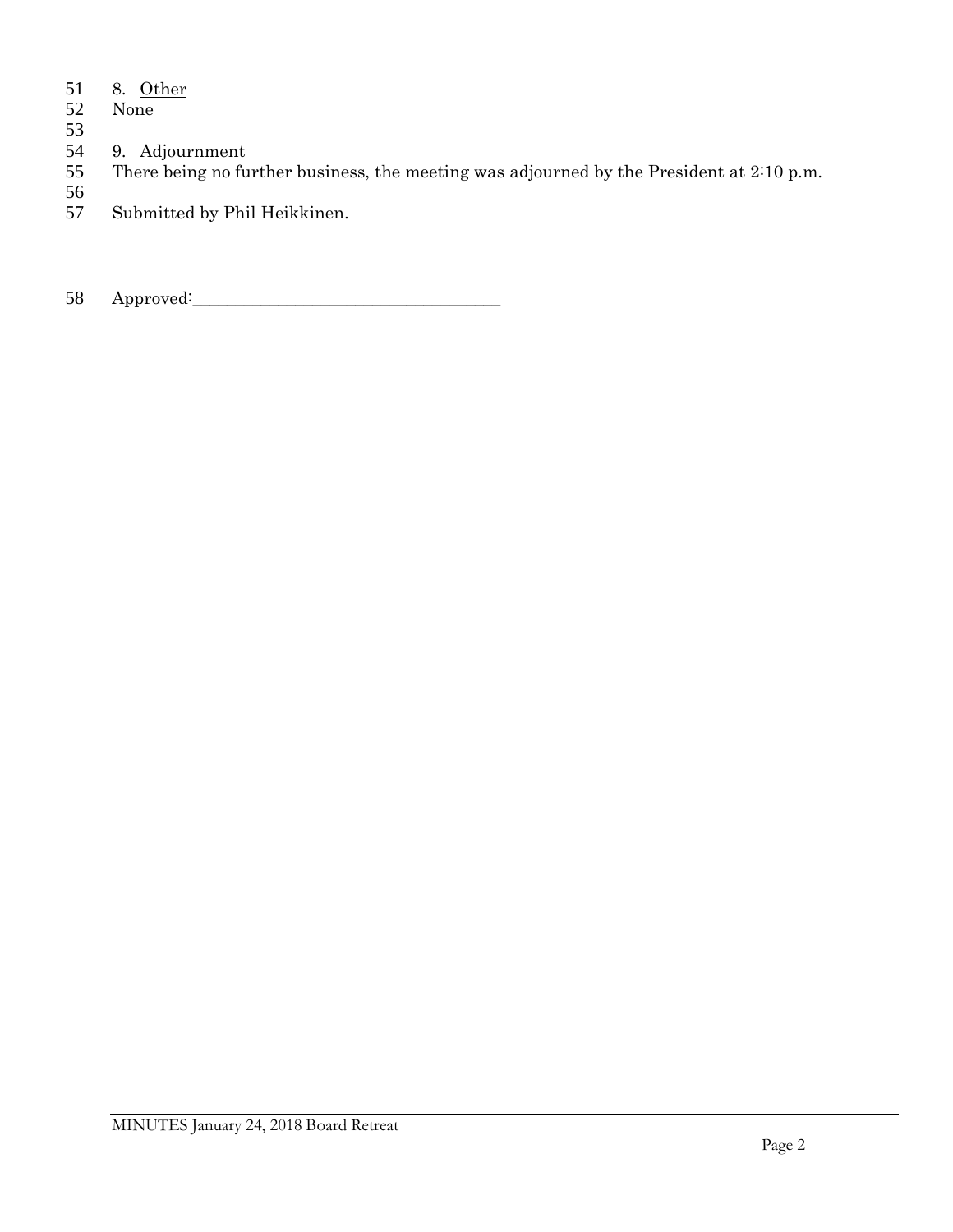8. Other

None

9. Adjournment

There being no further business, the meeting was adjourned by the President at 2:10 p.m.

Submitted by Phil Heikkinen.

Approved:___________________________________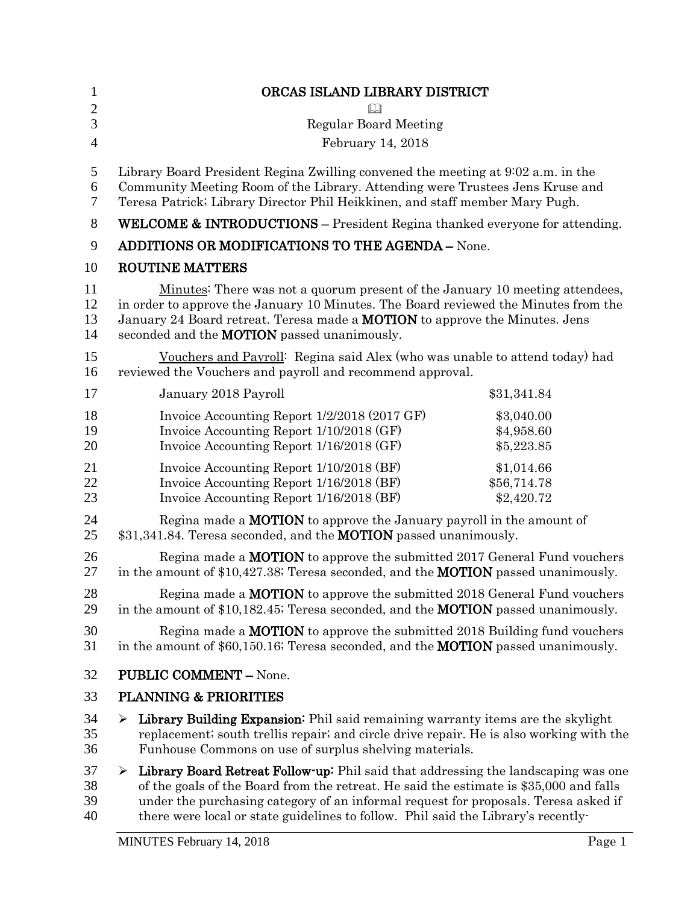# ORCAS ISLAND LIBRARY DISTRICT

📖

Regular Board Meeting

February 14, 2018

Library Board President Regina Zwilling convened the meeting at 9:02 a.m. in the Community Meeting Room of the Library. Attending were Trustees Jens Kruse and Teresa Patrick; Library Director Phil Heikkinen, and staff member Mary Pugh.

**WELCOME & INTRODUCTIONS –** President Regina thanked everyone for attending.

**ADDITIONS OR MODIFICATIONS TO THE AGENDA –** None.

**ROUTINE MATTERS**

Minutes: There was not a quorum present of the January 10 meeting attendees, in order to approve the January 10 Minutes. The Board reviewed the Minutes from the January 24 Board retreat. Teresa made a **MOTION** to approve the Minutes. Jens seconded and the **MOTION** passed unanimously.

Vouchers and Payroll: Regina said Alex (who was unable to attend today) had reviewed the Vouchers and payroll and recommend approval.

| | |
|---|---|
| January 2018 Payroll | $31,341.84 |
| Invoice Accounting Report 1/2/2018 (2017 GF) | $3,040.00 |
| Invoice Accounting Report 1/10/2018 (GF) | $4,958.60 |
| Invoice Accounting Report 1/16/2018 (GF) | $5,223.85 |
| Invoice Accounting Report 1/10/2018 (BF) | $1,014.66 |
| Invoice Accounting Report 1/16/2018 (BF) | $56,714.78 |
| Invoice Accounting Report 1/16/2018 (BF) | $2,420.72 |

Regina made a **MOTION** to approve the January payroll in the amount of $31,341.84. Teresa seconded, and the **MOTION** passed unanimously.

Regina made a **MOTION** to approve the submitted 2017 General Fund vouchers in the amount of $10,427.38; Teresa seconded, and the **MOTION** passed unanimously.

Regina made a **MOTION** to approve the submitted 2018 General Fund vouchers in the amount of $10,182.45; Teresa seconded, and the **MOTION** passed unanimously.

Regina made a **MOTION** to approve the submitted 2018 Building fund vouchers in the amount of $60,150.16; Teresa seconded, and the **MOTION** passed unanimously.

**PUBLIC COMMENT –** None.

**PLANNING & PRIORITIES**

- **Library Building Expansion:** Phil said remaining warranty items are the skylight replacement; south trellis repair; and circle drive repair. He is also working with the Funhouse Commons on use of surplus shelving materials.
- **Library Board Retreat Follow-up:** Phil said that addressing the landscaping was one of the goals of the Board from the retreat. He said the estimate is $35,000 and falls under the purchasing category of an informal request for proposals. Teresa asked if there were local or state guidelines to follow. Phil said the Library's recently-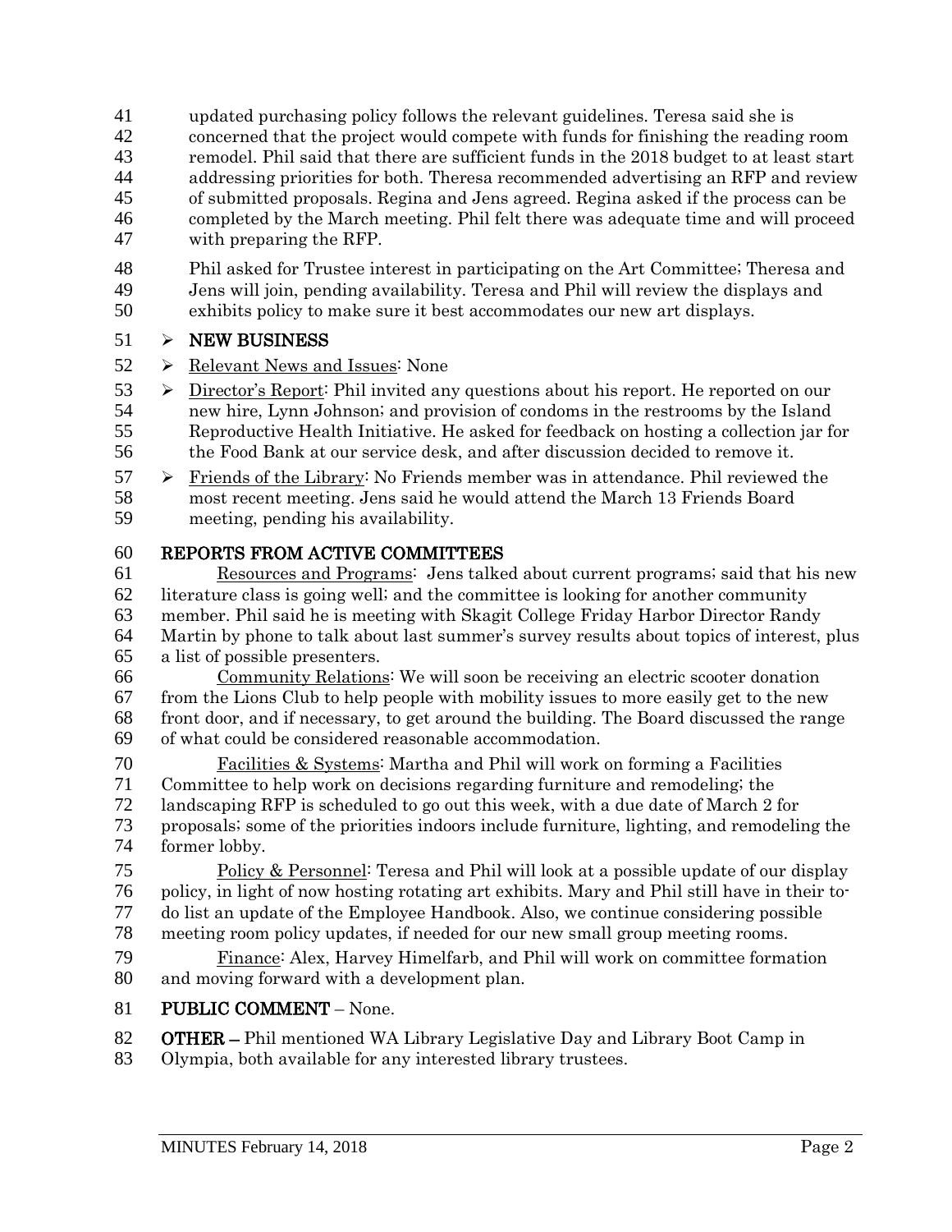updated purchasing policy follows the relevant guidelines. Teresa said she is concerned that the project would compete with funds for finishing the reading room remodel. Phil said that there are sufficient funds in the 2018 budget to at least start addressing priorities for both. Theresa recommended advertising an RFP and review of submitted proposals. Regina and Jens agreed. Regina asked if the process can be completed by the March meeting. Phil felt there was adequate time and will proceed with preparing the RFP.

Phil asked for Trustee interest in participating on the Art Committee; Theresa and Jens will join, pending availability. Teresa and Phil will review the displays and exhibits policy to make sure it best accommodates our new art displays.

- **NEW BUSINESS**
- Relevant News and Issues: None
- Director's Report: Phil invited any questions about his report. He reported on our new hire, Lynn Johnson; and provision of condoms in the restrooms by the Island Reproductive Health Initiative. He asked for feedback on hosting a collection jar for the Food Bank at our service desk, and after discussion decided to remove it.
- Friends of the Library: No Friends member was in attendance. Phil reviewed the most recent meeting. Jens said he would attend the March 13 Friends Board meeting, pending his availability.

**REPORTS FROM ACTIVE COMMITTEES**

Resources and Programs: Jens talked about current programs; said that his new literature class is going well; and the committee is looking for another community member. Phil said he is meeting with Skagit College Friday Harbor Director Randy Martin by phone to talk about last summer's survey results about topics of interest, plus a list of possible presenters.

Community Relations: We will soon be receiving an electric scooter donation from the Lions Club to help people with mobility issues to more easily get to the new front door, and if necessary, to get around the building. The Board discussed the range of what could be considered reasonable accommodation.

Facilities & Systems: Martha and Phil will work on forming a Facilities Committee to help work on decisions regarding furniture and remodeling; the landscaping RFP is scheduled to go out this week, with a due date of March 2 for proposals; some of the priorities indoors include furniture, lighting, and remodeling the former lobby.

Policy & Personnel: Teresa and Phil will look at a possible update of our display policy, in light of now hosting rotating art exhibits. Mary and Phil still have in their to-do list an update of the Employee Handbook. Also, we continue considering possible meeting room policy updates, if needed for our new small group meeting rooms.

Finance: Alex, Harvey Himelfarb, and Phil will work on committee formation and moving forward with a development plan.

**PUBLIC COMMENT** – None.

**OTHER** – Phil mentioned WA Library Legislative Day and Library Boot Camp in Olympia, both available for any interested library trustees.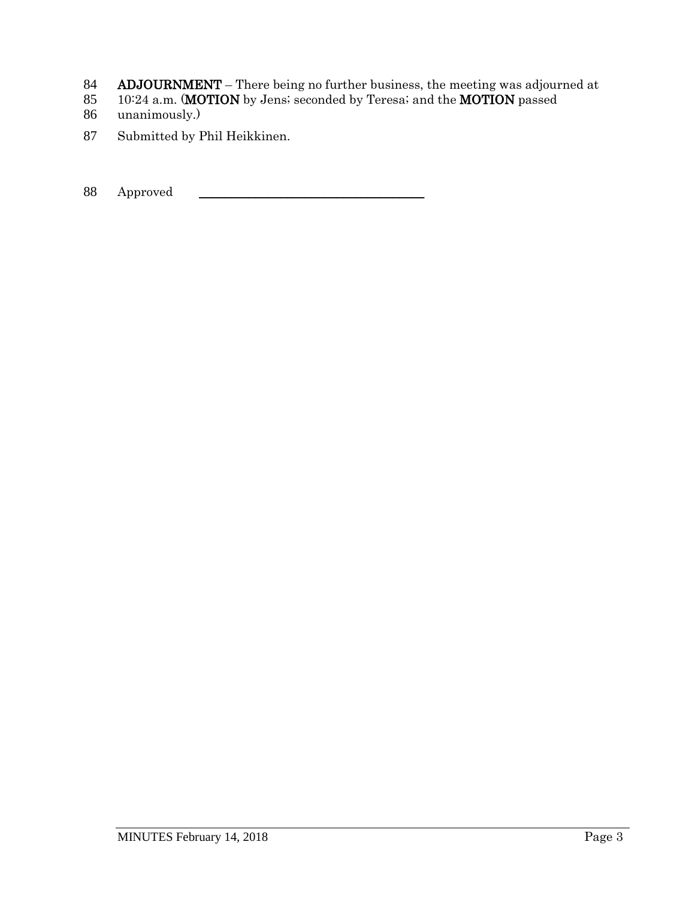**ADJOURNMENT** – There being no further business, the meeting was adjourned at 10:24 a.m. (**MOTION** by Jens; seconded by Teresa; and the **MOTION** passed unanimously.)

Submitted by Phil Heikkinen.

Approved \_\_\_\_\_\_\_\_\_\_\_\_\_\_\_\_\_\_\_\_\_\_\_\_\_\_\_\_\_\_\_\_\_\_\_\_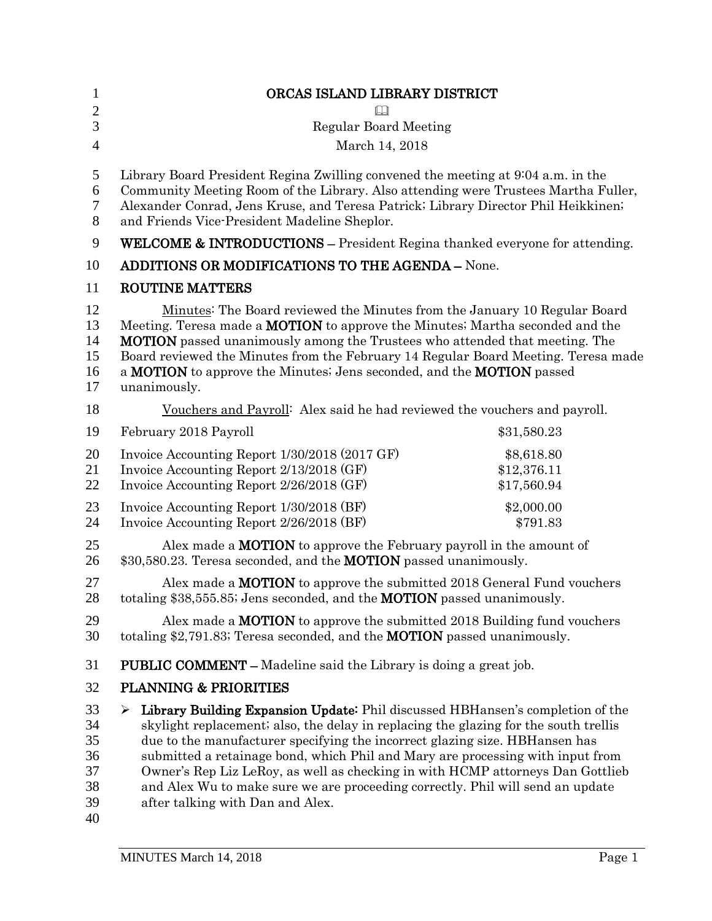# ORCAS ISLAND LIBRARY DISTRICT

📖

Regular Board Meeting

March 14, 2018

Library Board President Regina Zwilling convened the meeting at 9:04 a.m. in the Community Meeting Room of the Library. Also attending were Trustees Martha Fuller, Alexander Conrad, Jens Kruse, and Teresa Patrick; Library Director Phil Heikkinen; and Friends Vice-President Madeline Sheplor.

**WELCOME & INTRODUCTIONS –** President Regina thanked everyone for attending.

**ADDITIONS OR MODIFICATIONS TO THE AGENDA –** None.

**ROUTINE MATTERS**

Minutes: The Board reviewed the Minutes from the January 10 Regular Board Meeting. Teresa made a **MOTION** to approve the Minutes; Martha seconded and the **MOTION** passed unanimously among the Trustees who attended that meeting. The Board reviewed the Minutes from the February 14 Regular Board Meeting. Teresa made a **MOTION** to approve the Minutes; Jens seconded, and the **MOTION** passed unanimously.

Vouchers and Payroll: Alex said he had reviewed the vouchers and payroll.

| | |
|---|---|
| February 2018 Payroll | $31,580.23 |
| Invoice Accounting Report 1/30/2018 (2017 GF) | $8,618.80 |
| Invoice Accounting Report 2/13/2018 (GF) | $12,376.11 |
| Invoice Accounting Report 2/26/2018 (GF) | $17,560.94 |
| Invoice Accounting Report 1/30/2018 (BF) | $2,000.00 |
| Invoice Accounting Report 2/26/2018 (BF) | $791.83 |

Alex made a **MOTION** to approve the February payroll in the amount of $30,580.23. Teresa seconded, and the **MOTION** passed unanimously.

Alex made a **MOTION** to approve the submitted 2018 General Fund vouchers totaling $38,555.85; Jens seconded, and the **MOTION** passed unanimously.

Alex made a **MOTION** to approve the submitted 2018 Building fund vouchers totaling $2,791.83; Teresa seconded, and the **MOTION** passed unanimously.

**PUBLIC COMMENT –** Madeline said the Library is doing a great job.

**PLANNING & PRIORITIES**

- **Library Building Expansion Update:** Phil discussed HBHansen's completion of the skylight replacement; also, the delay in replacing the glazing for the south trellis due to the manufacturer specifying the incorrect glazing size. HBHansen has submitted a retainage bond, which Phil and Mary are processing with input from Owner's Rep Liz LeRoy, as well as checking in with HCMP attorneys Dan Gottlieb and Alex Wu to make sure we are proceeding correctly. Phil will send an update after talking with Dan and Alex.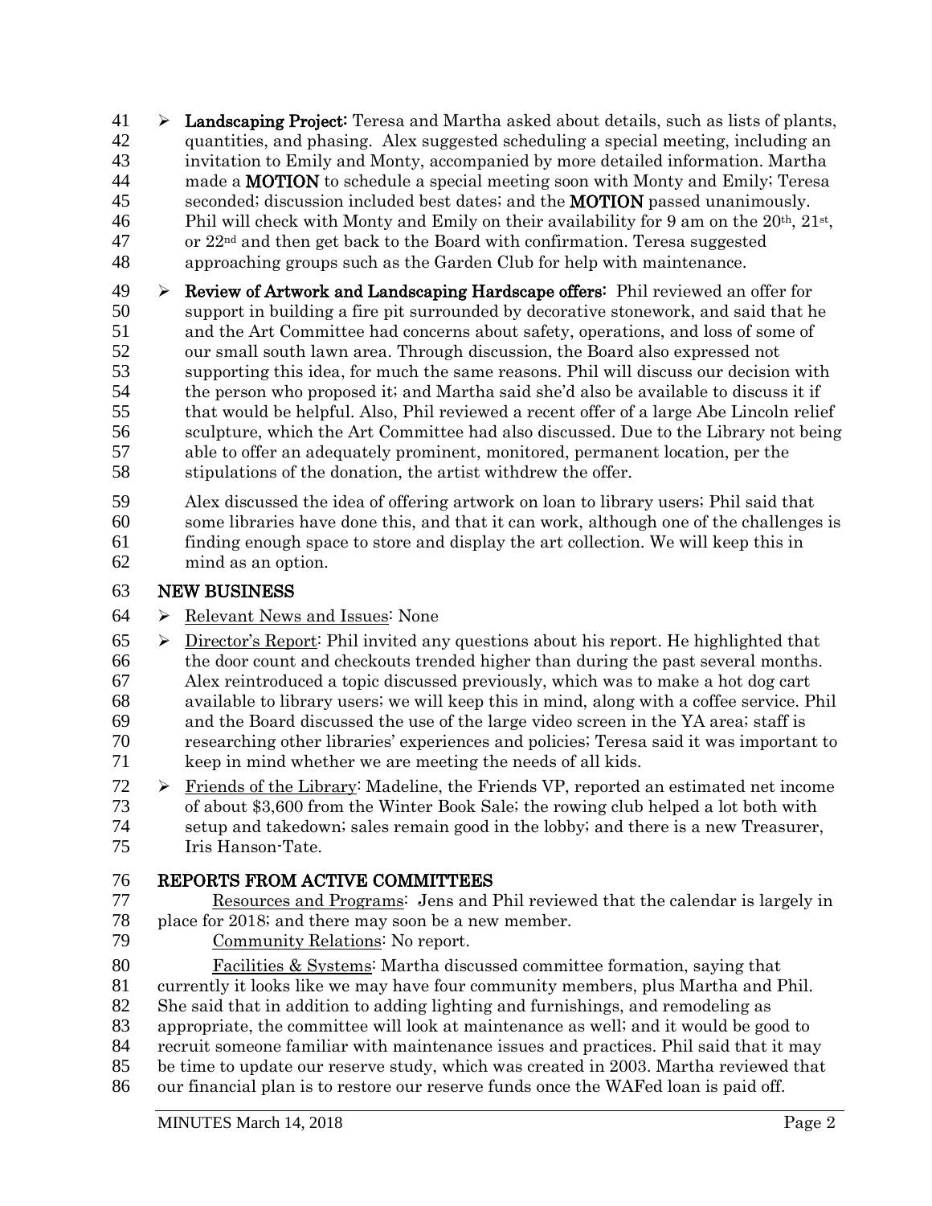- **Landscaping Project:** Teresa and Martha asked about details, such as lists of plants, quantities, and phasing. Alex suggested scheduling a special meeting, including an invitation to Emily and Monty, accompanied by more detailed information. Martha made a **MOTION** to schedule a special meeting soon with Monty and Emily; Teresa seconded; discussion included best dates; and the **MOTION** passed unanimously. Phil will check with Monty and Emily on their availability for 9 am on the 20th, 21st, or 22nd and then get back to the Board with confirmation. Teresa suggested approaching groups such as the Garden Club for help with maintenance.

- **Review of Artwork and Landscaping Hardscape offers:** Phil reviewed an offer for support in building a fire pit surrounded by decorative stonework, and said that he and the Art Committee had concerns about safety, operations, and loss of some of our small south lawn area. Through discussion, the Board also expressed not supporting this idea, for much the same reasons. Phil will discuss our decision with the person who proposed it; and Martha said she'd also be available to discuss it if that would be helpful. Also, Phil reviewed a recent offer of a large Abe Lincoln relief sculpture, which the Art Committee had also discussed. Due to the Library not being able to offer an adequately prominent, monitored, permanent location, per the stipulations of the donation, the artist withdrew the offer.

  Alex discussed the idea of offering artwork on loan to library users; Phil said that some libraries have done this, and that it can work, although one of the challenges is finding enough space to store and display the art collection. We will keep this in mind as an option.

## NEW BUSINESS

- Relevant News and Issues: None

- Director's Report: Phil invited any questions about his report. He highlighted that the door count and checkouts trended higher than during the past several months. Alex reintroduced a topic discussed previously, which was to make a hot dog cart available to library users; we will keep this in mind, along with a coffee service. Phil and the Board discussed the use of the large video screen in the YA area; staff is researching other libraries' experiences and policies; Teresa said it was important to keep in mind whether we are meeting the needs of all kids.

- Friends of the Library: Madeline, the Friends VP, reported an estimated net income of about $3,600 from the Winter Book Sale; the rowing club helped a lot both with setup and takedown; sales remain good in the lobby; and there is a new Treasurer, Iris Hanson-Tate.

## REPORTS FROM ACTIVE COMMITTEES

Resources and Programs: Jens and Phil reviewed that the calendar is largely in place for 2018; and there may soon be a new member.

Community Relations: No report.

Facilities & Systems: Martha discussed committee formation, saying that currently it looks like we may have four community members, plus Martha and Phil. She said that in addition to adding lighting and furnishings, and remodeling as appropriate, the committee will look at maintenance as well; and it would be good to recruit someone familiar with maintenance issues and practices. Phil said that it may be time to update our reserve study, which was created in 2003. Martha reviewed that our financial plan is to restore our reserve funds once the WAFed loan is paid off.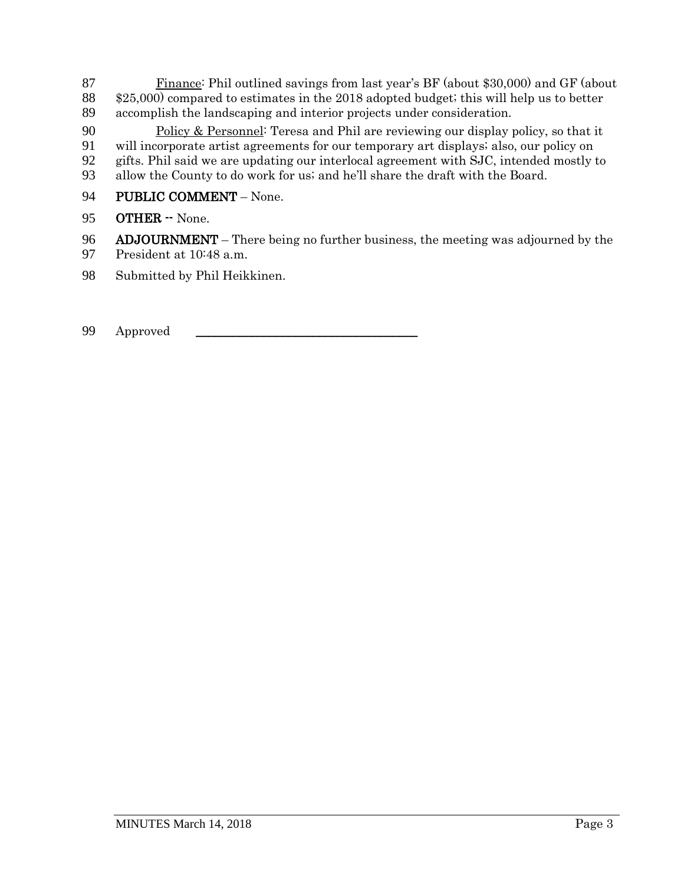Finance: Phil outlined savings from last year's BF (about $30,000) and GF (about $25,000) compared to estimates in the 2018 adopted budget; this will help us to better accomplish the landscaping and interior projects under consideration.

Policy & Personnel: Teresa and Phil are reviewing our display policy, so that it will incorporate artist agreements for our temporary art displays; also, our policy on gifts. Phil said we are updating our interlocal agreement with SJC, intended mostly to allow the County to do work for us; and he'll share the draft with the Board.

**PUBLIC COMMENT** – None.

**OTHER** -- None.

**ADJOURNMENT** – There being no further business, the meeting was adjourned by the President at 10:48 a.m.

Submitted by Phil Heikkinen.

Approved \_\_\_\_\_\_\_\_\_\_\_\_\_\_\_\_\_\_\_\_\_\_\_\_\_\_\_\_\_\_\_\_\_\_\_\_\_\_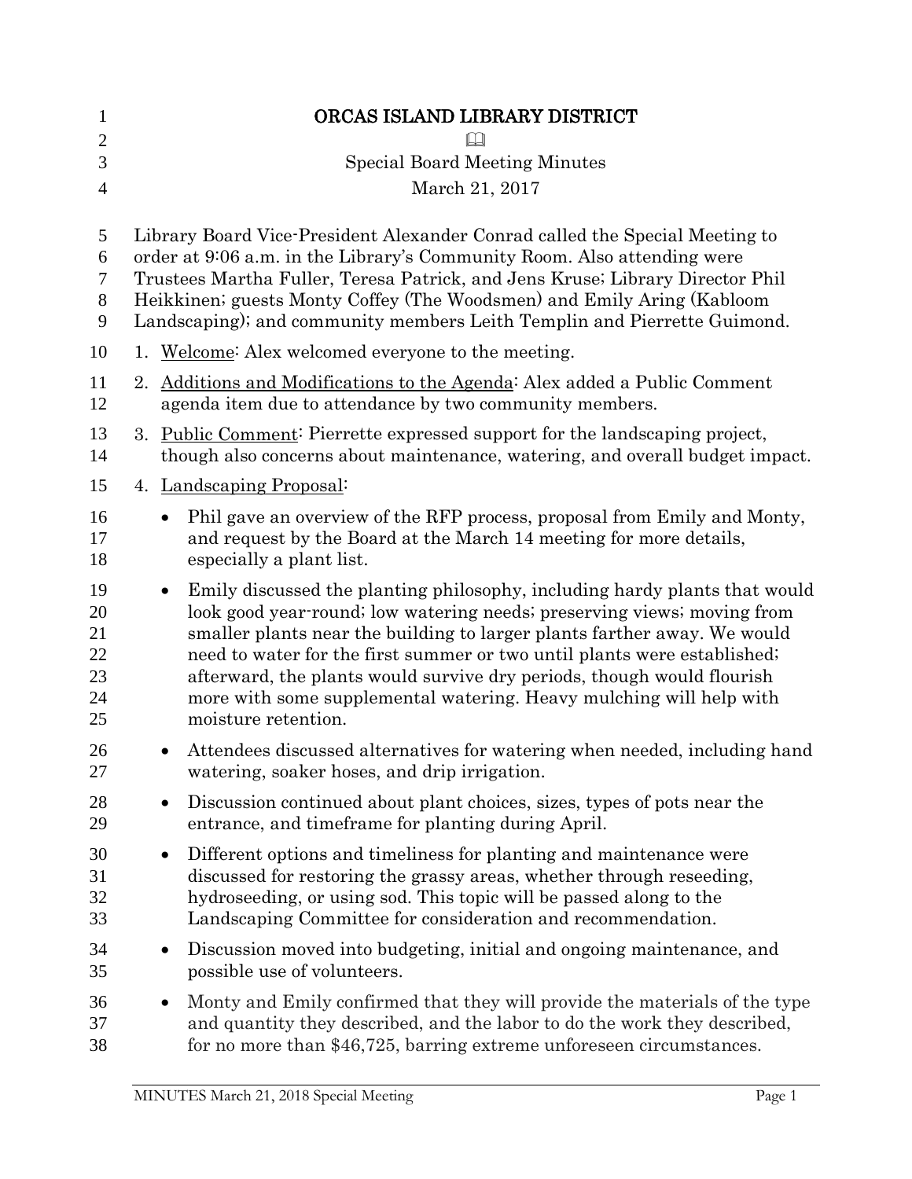# ORCAS ISLAND LIBRARY DISTRICT

📖

Special Board Meeting Minutes

March 21, 2017

Library Board Vice-President Alexander Conrad called the Special Meeting to order at 9:06 a.m. in the Library's Community Room. Also attending were Trustees Martha Fuller, Teresa Patrick, and Jens Kruse; Library Director Phil Heikkinen; guests Monty Coffey (The Woodsmen) and Emily Aring (Kabloom Landscaping); and community members Leith Templin and Pierrette Guimond.

1. Welcome: Alex welcomed everyone to the meeting.
2. Additions and Modifications to the Agenda: Alex added a Public Comment agenda item due to attendance by two community members.
3. Public Comment: Pierrette expressed support for the landscaping project, though also concerns about maintenance, watering, and overall budget impact.
4. Landscaping Proposal:
   - Phil gave an overview of the RFP process, proposal from Emily and Monty, and request by the Board at the March 14 meeting for more details, especially a plant list.
   - Emily discussed the planting philosophy, including hardy plants that would look good year-round; low watering needs; preserving views; moving from smaller plants near the building to larger plants farther away. We would need to water for the first summer or two until plants were established; afterward, the plants would survive dry periods, though would flourish more with some supplemental watering. Heavy mulching will help with moisture retention.
   - Attendees discussed alternatives for watering when needed, including hand watering, soaker hoses, and drip irrigation.
   - Discussion continued about plant choices, sizes, types of pots near the entrance, and timeframe for planting during April.
   - Different options and timeliness for planting and maintenance were discussed for restoring the grassy areas, whether through reseeding, hydroseeding, or using sod. This topic will be passed along to the Landscaping Committee for consideration and recommendation.
   - Discussion moved into budgeting, initial and ongoing maintenance, and possible use of volunteers.
   - Monty and Emily confirmed that they will provide the materials of the type and quantity they described, and the labor to do the work they described, for no more than $46,725, barring extreme unforeseen circumstances.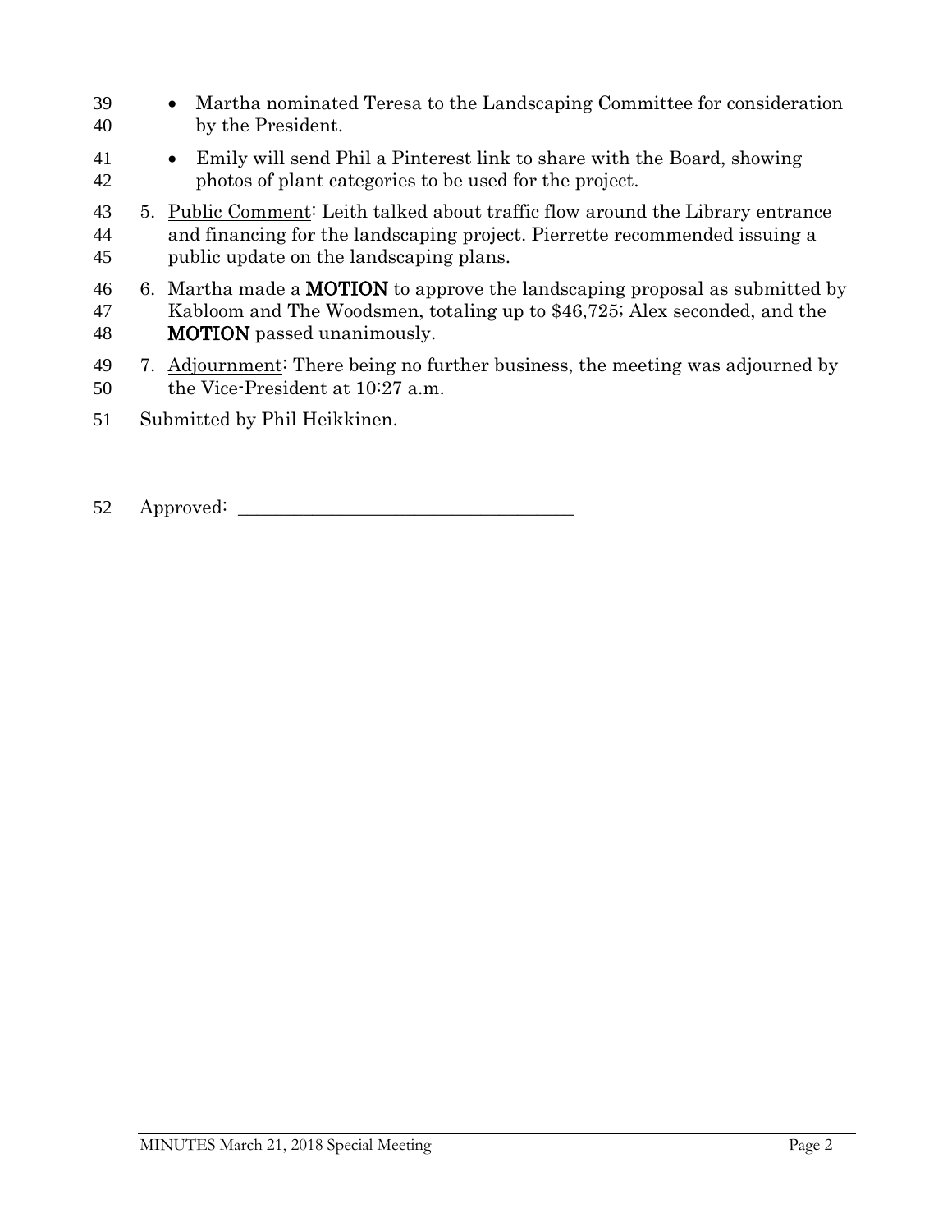- Martha nominated Teresa to the Landscaping Committee for consideration by the President.
- Emily will send Phil a Pinterest link to share with the Board, showing photos of plant categories to be used for the project.

5. Public Comment: Leith talked about traffic flow around the Library entrance and financing for the landscaping project. Pierrette recommended issuing a public update on the landscaping plans.
6. Martha made a **MOTION** to approve the landscaping proposal as submitted by Kabloom and The Woodsmen, totaling up to $46,725; Alex seconded, and the **MOTION** passed unanimously.
7. Adjournment: There being no further business, the meeting was adjourned by the Vice-President at 10:27 a.m.

Submitted by Phil Heikkinen.

Approved: ___________________________________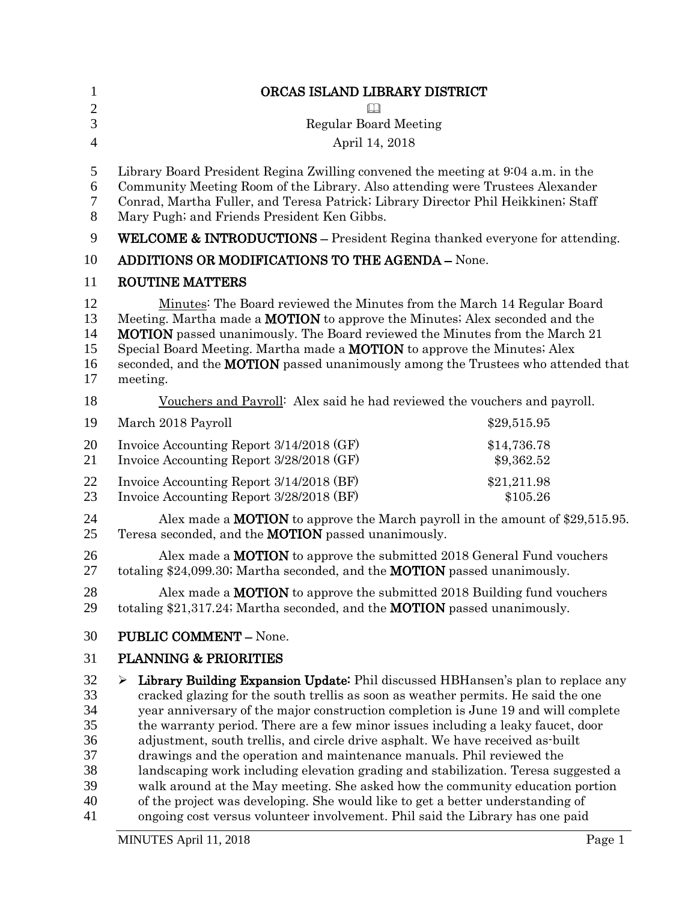# ORCAS ISLAND LIBRARY DISTRICT

📖

Regular Board Meeting

April 14, 2018

Library Board President Regina Zwilling convened the meeting at 9:04 a.m. in the Community Meeting Room of the Library. Also attending were Trustees Alexander Conrad, Martha Fuller, and Teresa Patrick; Library Director Phil Heikkinen; Staff Mary Pugh; and Friends President Ken Gibbs.

**WELCOME & INTRODUCTIONS –** President Regina thanked everyone for attending.

**ADDITIONS OR MODIFICATIONS TO THE AGENDA –** None.

**ROUTINE MATTERS**

Minutes: The Board reviewed the Minutes from the March 14 Regular Board Meeting. Martha made a **MOTION** to approve the Minutes; Alex seconded and the **MOTION** passed unanimously. The Board reviewed the Minutes from the March 21 Special Board Meeting. Martha made a **MOTION** to approve the Minutes; Alex seconded, and the **MOTION** passed unanimously among the Trustees who attended that meeting.

Vouchers and Payroll: Alex said he had reviewed the vouchers and payroll.

| | |
|---|---|
| March 2018 Payroll | $29,515.95 |
| Invoice Accounting Report 3/14/2018 (GF) | $14,736.78 |
| Invoice Accounting Report 3/28/2018 (GF) | $9,362.52 |
| Invoice Accounting Report 3/14/2018 (BF) | $21,211.98 |
| Invoice Accounting Report 3/28/2018 (BF) | $105.26 |

Alex made a **MOTION** to approve the March payroll in the amount of $29,515.95. Teresa seconded, and the **MOTION** passed unanimously.

Alex made a **MOTION** to approve the submitted 2018 General Fund vouchers totaling $24,099.30; Martha seconded, and the **MOTION** passed unanimously.

Alex made a **MOTION** to approve the submitted 2018 Building fund vouchers totaling $21,317.24; Martha seconded, and the **MOTION** passed unanimously.

**PUBLIC COMMENT –** None.

**PLANNING & PRIORITIES**

- **Library Building Expansion Update:** Phil discussed HBHansen's plan to replace any cracked glazing for the south trellis as soon as weather permits. He said the one year anniversary of the major construction completion is June 19 and will complete the warranty period. There are a few minor issues including a leaky faucet, door adjustment, south trellis, and circle drive asphalt. We have received as-built drawings and the operation and maintenance manuals. Phil reviewed the landscaping work including elevation grading and stabilization. Teresa suggested a walk around at the May meeting. She asked how the community education portion of the project was developing. She would like to get a better understanding of ongoing cost versus volunteer involvement. Phil said the Library has one paid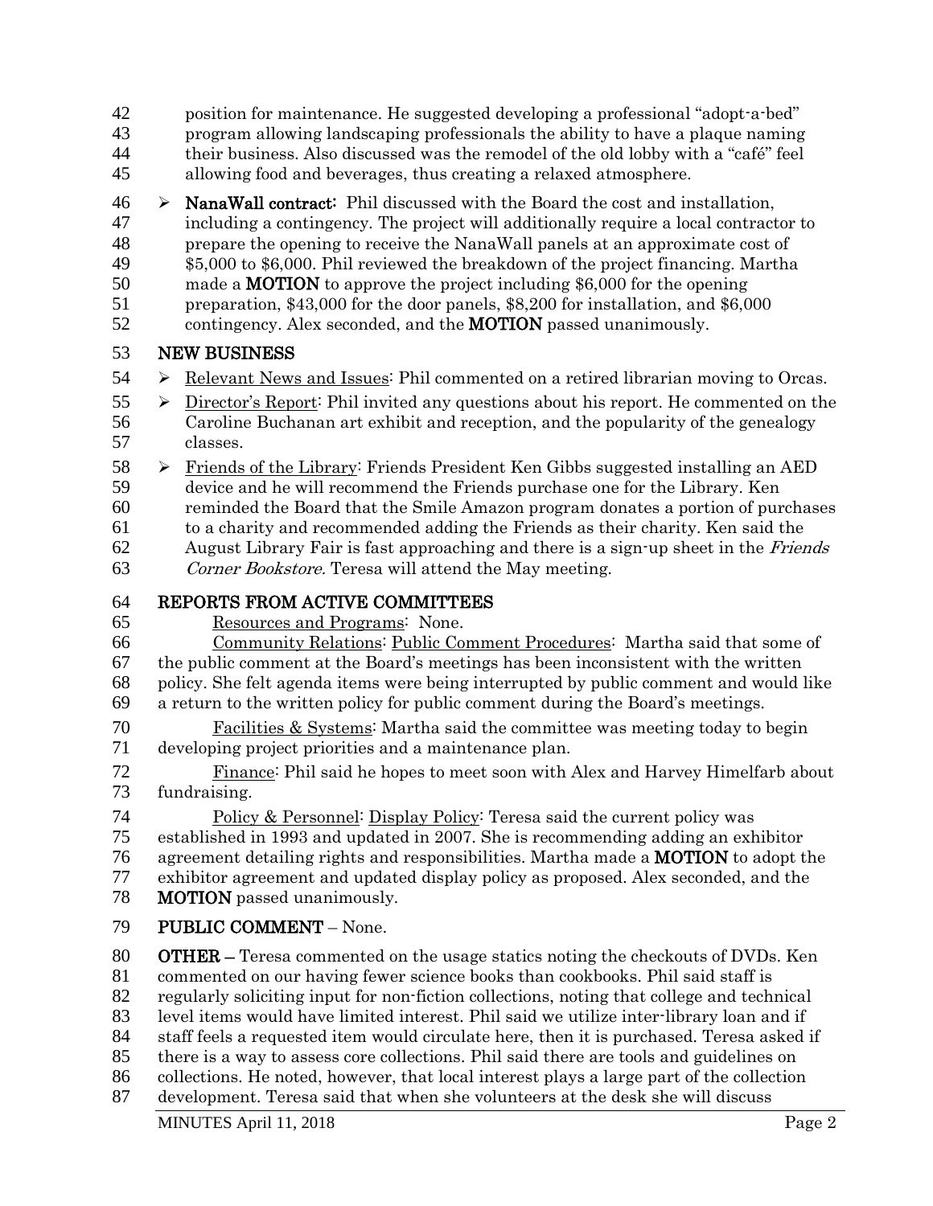position for maintenance. He suggested developing a professional "adopt-a-bed" program allowing landscaping professionals the ability to have a plaque naming their business. Also discussed was the remodel of the old lobby with a "café" feel allowing food and beverages, thus creating a relaxed atmosphere.

- **NanaWall contract:** Phil discussed with the Board the cost and installation, including a contingency. The project will additionally require a local contractor to prepare the opening to receive the NanaWall panels at an approximate cost of $5,000 to $6,000. Phil reviewed the breakdown of the project financing. Martha made a **MOTION** to approve the project including $6,000 for the opening preparation, $43,000 for the door panels, $8,200 for installation, and $6,000 contingency. Alex seconded, and the **MOTION** passed unanimously.

## NEW BUSINESS

- Relevant News and Issues: Phil commented on a retired librarian moving to Orcas.
- Director's Report: Phil invited any questions about his report. He commented on the Caroline Buchanan art exhibit and reception, and the popularity of the genealogy classes.
- Friends of the Library: Friends President Ken Gibbs suggested installing an AED device and he will recommend the Friends purchase one for the Library. Ken reminded the Board that the Smile Amazon program donates a portion of purchases to a charity and recommended adding the Friends as their charity. Ken said the August Library Fair is fast approaching and there is a sign-up sheet in the *Friends Corner Bookstore.* Teresa will attend the May meeting.

## REPORTS FROM ACTIVE COMMITTEES

Resources and Programs: None.

Community Relations: Public Comment Procedures: Martha said that some of the public comment at the Board's meetings has been inconsistent with the written policy. She felt agenda items were being interrupted by public comment and would like a return to the written policy for public comment during the Board's meetings.

Facilities & Systems: Martha said the committee was meeting today to begin developing project priorities and a maintenance plan.

Finance: Phil said he hopes to meet soon with Alex and Harvey Himelfarb about fundraising.

Policy & Personnel: Display Policy: Teresa said the current policy was established in 1993 and updated in 2007. She is recommending adding an exhibitor agreement detailing rights and responsibilities. Martha made a **MOTION** to adopt the exhibitor agreement and updated display policy as proposed. Alex seconded, and the **MOTION** passed unanimously.

## PUBLIC COMMENT – None.

**OTHER –** Teresa commented on the usage statics noting the checkouts of DVDs. Ken commented on our having fewer science books than cookbooks. Phil said staff is regularly soliciting input for non-fiction collections, noting that college and technical level items would have limited interest. Phil said we utilize inter-library loan and if staff feels a requested item would circulate here, then it is purchased. Teresa asked if there is a way to assess core collections. Phil said there are tools and guidelines on collections. He noted, however, that local interest plays a large part of the collection development. Teresa said that when she volunteers at the desk she will discuss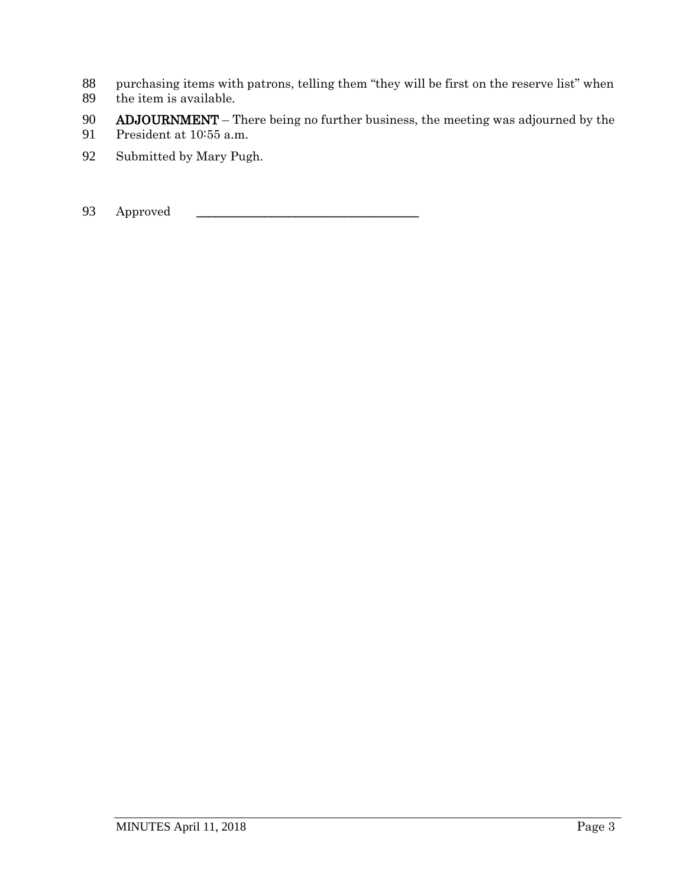purchasing items with patrons, telling them “they will be first on the reserve list” when the item is available.

**ADJOURNMENT** – There being no further business, the meeting was adjourned by the President at 10:55 a.m.

Submitted by Mary Pugh.

Approved \_\_\_\_\_\_\_\_\_\_\_\_\_\_\_\_\_\_\_\_\_\_\_\_\_\_\_\_\_\_\_\_\_\_\_\_\_\_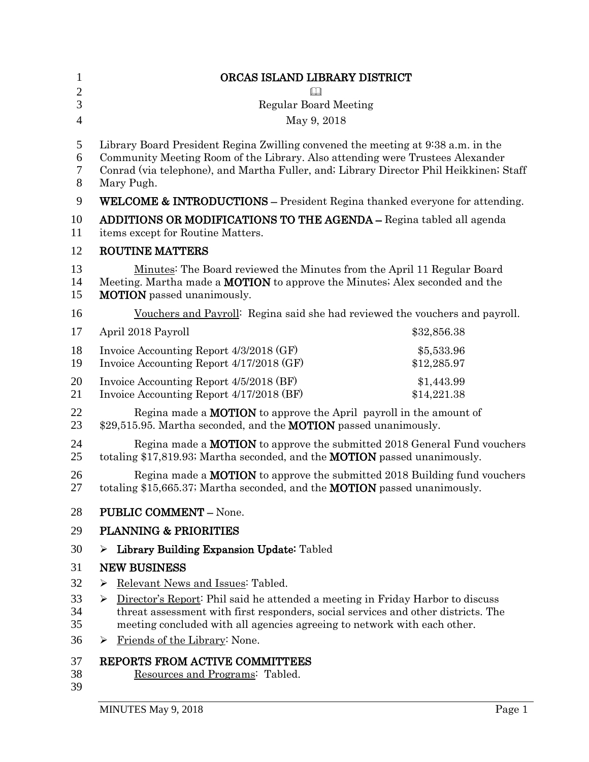# ORCAS ISLAND LIBRARY DISTRICT

Regular Board Meeting

May 9, 2018

Library Board President Regina Zwilling convened the meeting at 9:38 a.m. in the Community Meeting Room of the Library. Also attending were Trustees Alexander Conrad (via telephone), and Martha Fuller, and; Library Director Phil Heikkinen; Staff Mary Pugh.

**WELCOME & INTRODUCTIONS** – President Regina thanked everyone for attending.

**ADDITIONS OR MODIFICATIONS TO THE AGENDA** – Regina tabled all agenda items except for Routine Matters.

## ROUTINE MATTERS

Minutes: The Board reviewed the Minutes from the April 11 Regular Board Meeting. Martha made a **MOTION** to approve the Minutes; Alex seconded and the **MOTION** passed unanimously.

Vouchers and Payroll: Regina said she had reviewed the vouchers and payroll.

| | |
|---|---|
| April 2018 Payroll | $32,856.38 |
| Invoice Accounting Report 4/3/2018 (GF) | $5,533.96 |
| Invoice Accounting Report 4/17/2018 (GF) | $12,285.97 |
| Invoice Accounting Report 4/5/2018 (BF) | $1,443.99 |
| Invoice Accounting Report 4/17/2018 (BF) | $14,221.38 |

Regina made a **MOTION** to approve the April payroll in the amount of $29,515.95. Martha seconded, and the **MOTION** passed unanimously.

Regina made a **MOTION** to approve the submitted 2018 General Fund vouchers totaling $17,819.93; Martha seconded, and the **MOTION** passed unanimously.

Regina made a **MOTION** to approve the submitted 2018 Building fund vouchers totaling $15,665.37; Martha seconded, and the **MOTION** passed unanimously.

**PUBLIC COMMENT** – None.

## PLANNING & PRIORITIES

- **Library Building Expansion Update:** Tabled

## NEW BUSINESS

- Relevant News and Issues: Tabled.
- Director's Report: Phil said he attended a meeting in Friday Harbor to discuss threat assessment with first responders, social services and other districts. The meeting concluded with all agencies agreeing to network with each other.
- Friends of the Library: None.

## REPORTS FROM ACTIVE COMMITTEES

Resources and Programs: Tabled.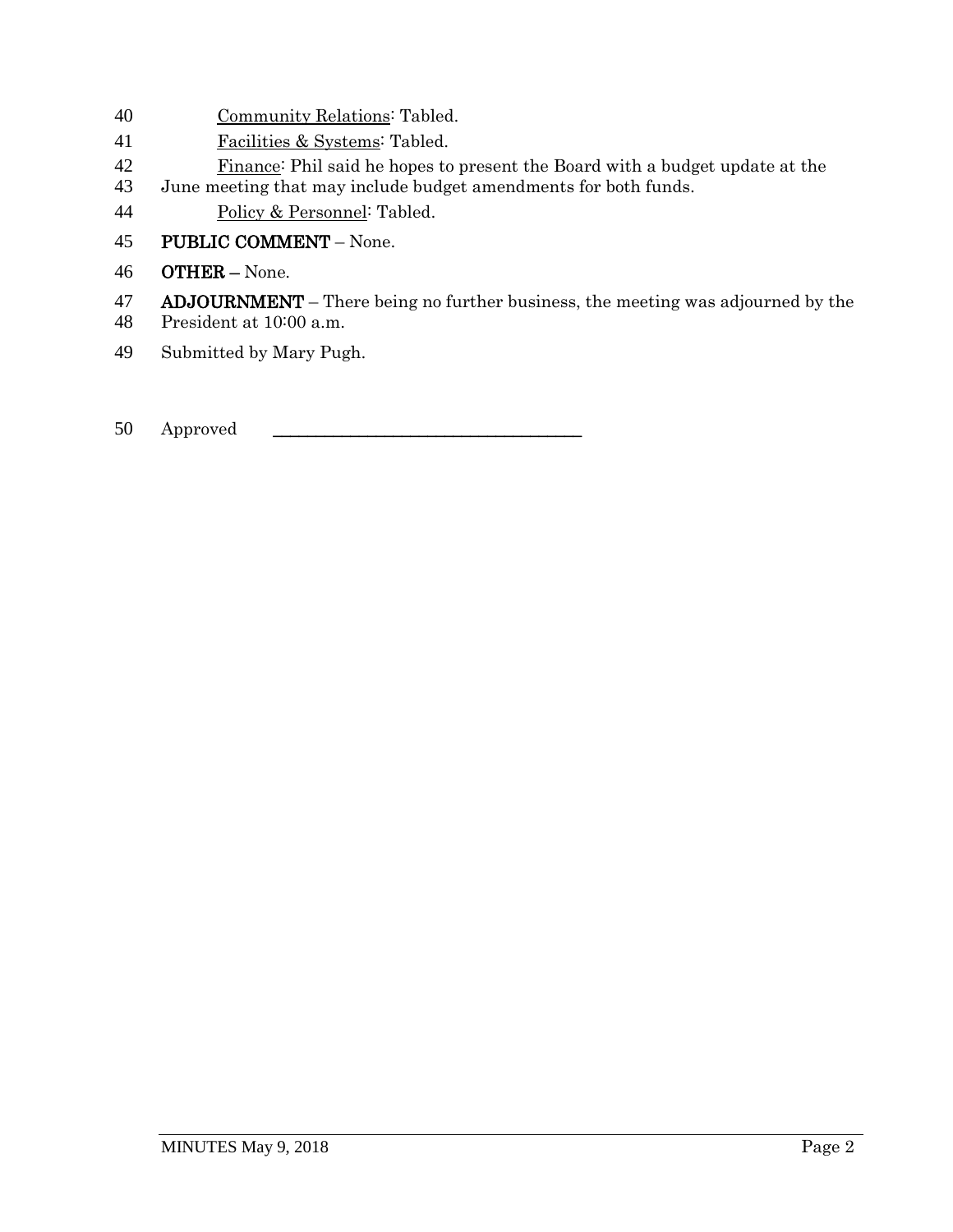Community Relations: Tabled.

Facilities & Systems: Tabled.

Finance: Phil said he hopes to present the Board with a budget update at the June meeting that may include budget amendments for both funds.

Policy & Personnel: Tabled.

**PUBLIC COMMENT** – None.

**OTHER** – None.

**ADJOURNMENT** – There being no further business, the meeting was adjourned by the President at 10:00 a.m.

Submitted by Mary Pugh.

Approved \_\_\_\_\_\_\_\_\_\_\_\_\_\_\_\_\_\_\_\_\_\_\_\_\_\_\_\_\_\_\_\_\_\_\_\_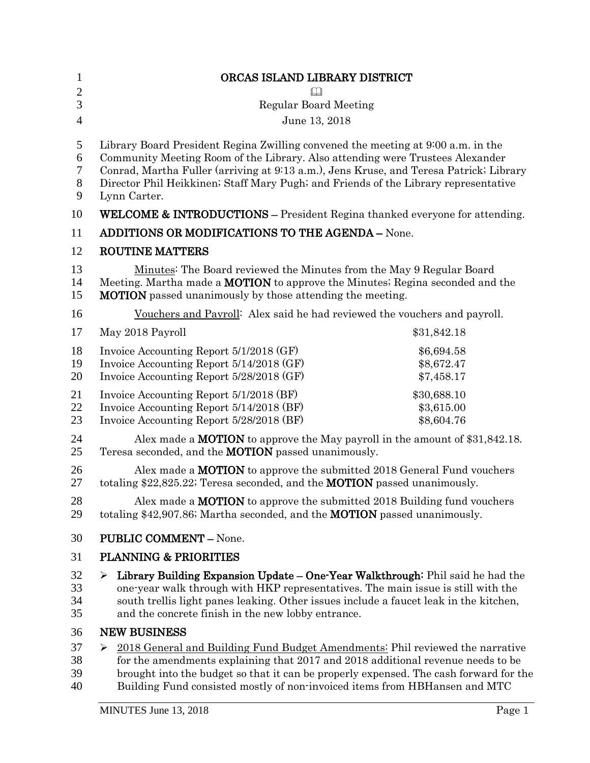# ORCAS ISLAND LIBRARY DISTRICT

Regular Board Meeting

June 13, 2018

Library Board President Regina Zwilling convened the meeting at 9:00 a.m. in the Community Meeting Room of the Library. Also attending were Trustees Alexander Conrad, Martha Fuller (arriving at 9:13 a.m.), Jens Kruse, and Teresa Patrick; Library Director Phil Heikkinen; Staff Mary Pugh; and Friends of the Library representative Lynn Carter.

**WELCOME & INTRODUCTIONS –** President Regina thanked everyone for attending.

**ADDITIONS OR MODIFICATIONS TO THE AGENDA –** None.

**ROUTINE MATTERS**

Minutes: The Board reviewed the Minutes from the May 9 Regular Board Meeting. Martha made a **MOTION** to approve the Minutes; Regina seconded and the **MOTION** passed unanimously by those attending the meeting.

Vouchers and Payroll: Alex said he had reviewed the vouchers and payroll.

| | |
|---|---|
| May 2018 Payroll | $31,842.18 |
| Invoice Accounting Report 5/1/2018 (GF) | $6,694.58 |
| Invoice Accounting Report 5/14/2018 (GF) | $8,672.47 |
| Invoice Accounting Report 5/28/2018 (GF) | $7,458.17 |
| Invoice Accounting Report 5/1/2018 (BF) | $30,688.10 |
| Invoice Accounting Report 5/14/2018 (BF) | $3,615.00 |
| Invoice Accounting Report 5/28/2018 (BF) | $8,604.76 |

Alex made a **MOTION** to approve the May payroll in the amount of $31,842.18. Teresa seconded, and the **MOTION** passed unanimously.

Alex made a **MOTION** to approve the submitted 2018 General Fund vouchers totaling $22,825.22; Teresa seconded, and the **MOTION** passed unanimously.

Alex made a **MOTION** to approve the submitted 2018 Building fund vouchers totaling $42,907.86; Martha seconded, and the **MOTION** passed unanimously.

**PUBLIC COMMENT –** None.

**PLANNING & PRIORITIES**

- **Library Building Expansion Update – One-Year Walkthrough:** Phil said he had the one-year walk through with HKP representatives. The main issue is still with the south trellis light panes leaking. Other issues include a faucet leak in the kitchen, and the concrete finish in the new lobby entrance.

**NEW BUSINESS**

- 2018 General and Building Fund Budget Amendments: Phil reviewed the narrative for the amendments explaining that 2017 and 2018 additional revenue needs to be brought into the budget so that it can be properly expensed. The cash forward for the Building Fund consisted mostly of non-invoiced items from HBHansen and MTC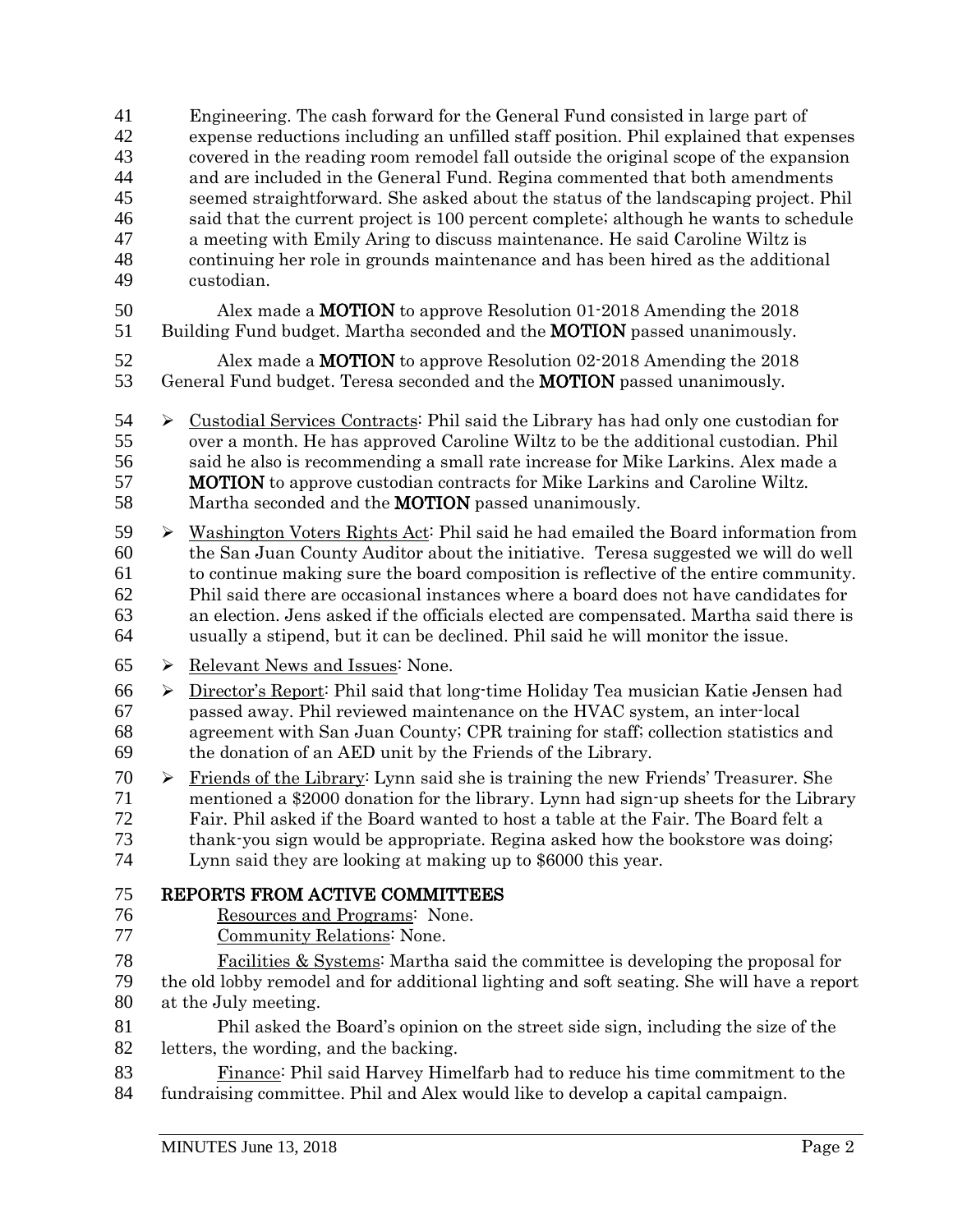Engineering. The cash forward for the General Fund consisted in large part of expense reductions including an unfilled staff position. Phil explained that expenses covered in the reading room remodel fall outside the original scope of the expansion and are included in the General Fund. Regina commented that both amendments seemed straightforward. She asked about the status of the landscaping project. Phil said that the current project is 100 percent complete; although he wants to schedule a meeting with Emily Aring to discuss maintenance. He said Caroline Wiltz is continuing her role in grounds maintenance and has been hired as the additional custodian.

Alex made a **MOTION** to approve Resolution 01-2018 Amending the 2018 Building Fund budget. Martha seconded and the **MOTION** passed unanimously.

Alex made a **MOTION** to approve Resolution 02-2018 Amending the 2018 General Fund budget. Teresa seconded and the **MOTION** passed unanimously.

- Custodial Services Contracts: Phil said the Library has had only one custodian for over a month. He has approved Caroline Wiltz to be the additional custodian. Phil said he also is recommending a small rate increase for Mike Larkins. Alex made a **MOTION** to approve custodian contracts for Mike Larkins and Caroline Wiltz. Martha seconded and the **MOTION** passed unanimously.
- Washington Voters Rights Act: Phil said he had emailed the Board information from the San Juan County Auditor about the initiative. Teresa suggested we will do well to continue making sure the board composition is reflective of the entire community. Phil said there are occasional instances where a board does not have candidates for an election. Jens asked if the officials elected are compensated. Martha said there is usually a stipend, but it can be declined. Phil said he will monitor the issue.
- Relevant News and Issues: None.
- Director's Report: Phil said that long-time Holiday Tea musician Katie Jensen had passed away. Phil reviewed maintenance on the HVAC system, an inter-local agreement with San Juan County; CPR training for staff; collection statistics and the donation of an AED unit by the Friends of the Library.
- Friends of the Library: Lynn said she is training the new Friends' Treasurer. She mentioned a $2000 donation for the library. Lynn had sign-up sheets for the Library Fair. Phil asked if the Board wanted to host a table at the Fair. The Board felt a thank-you sign would be appropriate. Regina asked how the bookstore was doing; Lynn said they are looking at making up to $6000 this year.

## REPORTS FROM ACTIVE COMMITTEES

Resources and Programs: None.

Community Relations: None.

Facilities & Systems: Martha said the committee is developing the proposal for the old lobby remodel and for additional lighting and soft seating. She will have a report at the July meeting.

Phil asked the Board's opinion on the street side sign, including the size of the letters, the wording, and the backing.

Finance: Phil said Harvey Himelfarb had to reduce his time commitment to the fundraising committee. Phil and Alex would like to develop a capital campaign.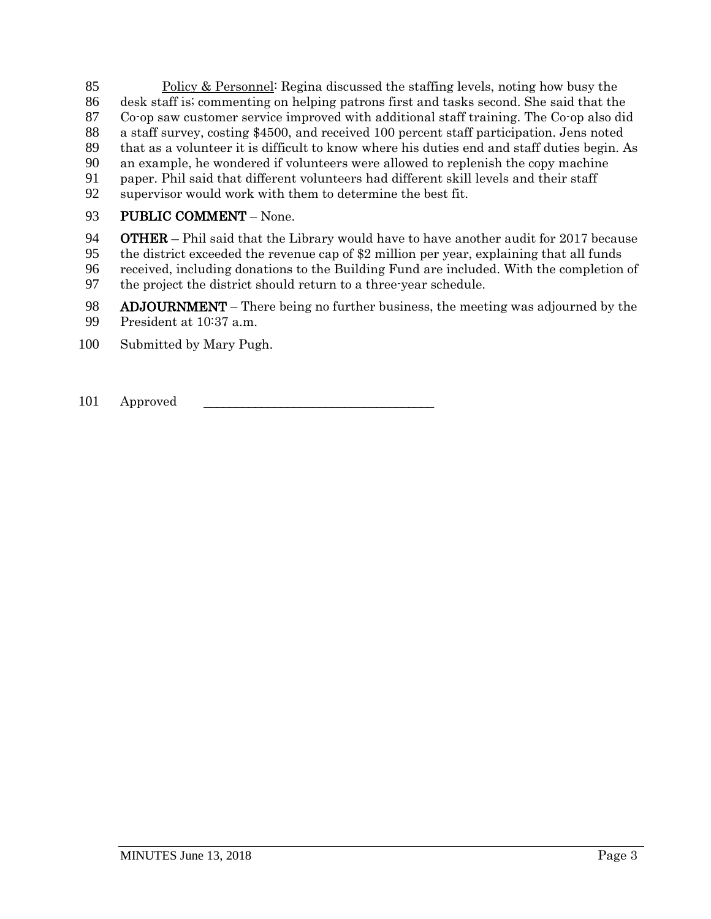Policy & Personnel: Regina discussed the staffing levels, noting how busy the desk staff is; commenting on helping patrons first and tasks second. She said that the Co-op saw customer service improved with additional staff training. The Co-op also did a staff survey, costing $4500, and received 100 percent staff participation. Jens noted that as a volunteer it is difficult to know where his duties end and staff duties begin. As an example, he wondered if volunteers were allowed to replenish the copy machine paper. Phil said that different volunteers had different skill levels and their staff supervisor would work with them to determine the best fit.

**PUBLIC COMMENT** – None.

**OTHER** – Phil said that the Library would have to have another audit for 2017 because the district exceeded the revenue cap of $2 million per year, explaining that all funds received, including donations to the Building Fund are included. With the completion of the project the district should return to a three-year schedule.

**ADJOURNMENT** – There being no further business, the meeting was adjourned by the President at 10:37 a.m.

Submitted by Mary Pugh.

Approved \_\_\_\_\_\_\_\_\_\_\_\_\_\_\_\_\_\_\_\_\_\_\_\_\_\_\_\_\_\_\_\_\_\_\_\_\_\_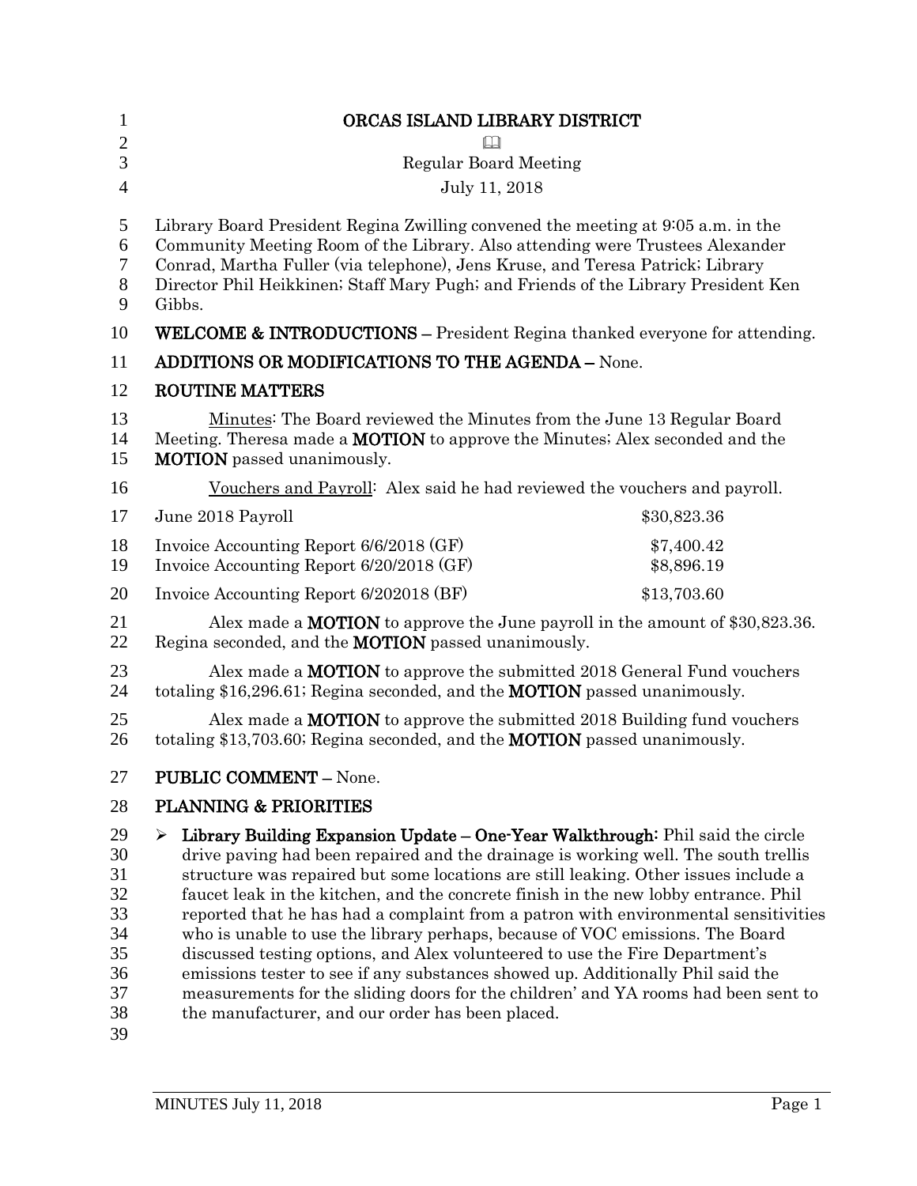# ORCAS ISLAND LIBRARY DISTRICT

Regular Board Meeting

July 11, 2018

Library Board President Regina Zwilling convened the meeting at 9:05 a.m. in the Community Meeting Room of the Library. Also attending were Trustees Alexander Conrad, Martha Fuller (via telephone), Jens Kruse, and Teresa Patrick; Library Director Phil Heikkinen; Staff Mary Pugh; and Friends of the Library President Ken Gibbs.

**WELCOME & INTRODUCTIONS –** President Regina thanked everyone for attending.

**ADDITIONS OR MODIFICATIONS TO THE AGENDA –** None.

## ROUTINE MATTERS

Minutes: The Board reviewed the Minutes from the June 13 Regular Board Meeting. Theresa made a **MOTION** to approve the Minutes; Alex seconded and the **MOTION** passed unanimously.

Vouchers and Payroll: Alex said he had reviewed the vouchers and payroll.

| | |
|---|---|
| June 2018 Payroll | $30,823.36 |
| Invoice Accounting Report 6/6/2018 (GF) | $7,400.42 |
| Invoice Accounting Report 6/20/2018 (GF) | $8,896.19 |
| Invoice Accounting Report 6/202018 (BF) | $13,703.60 |

Alex made a **MOTION** to approve the June payroll in the amount of $30,823.36. Regina seconded, and the **MOTION** passed unanimously.

Alex made a **MOTION** to approve the submitted 2018 General Fund vouchers totaling $16,296.61; Regina seconded, and the **MOTION** passed unanimously.

Alex made a **MOTION** to approve the submitted 2018 Building fund vouchers totaling $13,703.60; Regina seconded, and the **MOTION** passed unanimously.

**PUBLIC COMMENT –** None.

## PLANNING & PRIORITIES

- **Library Building Expansion Update – One-Year Walkthrough:** Phil said the circle drive paving had been repaired and the drainage is working well. The south trellis structure was repaired but some locations are still leaking. Other issues include a faucet leak in the kitchen, and the concrete finish in the new lobby entrance. Phil reported that he has had a complaint from a patron with environmental sensitivities who is unable to use the library perhaps, because of VOC emissions. The Board discussed testing options, and Alex volunteered to use the Fire Department's emissions tester to see if any substances showed up. Additionally Phil said the measurements for the sliding doors for the children' and YA rooms had been sent to the manufacturer, and our order has been placed.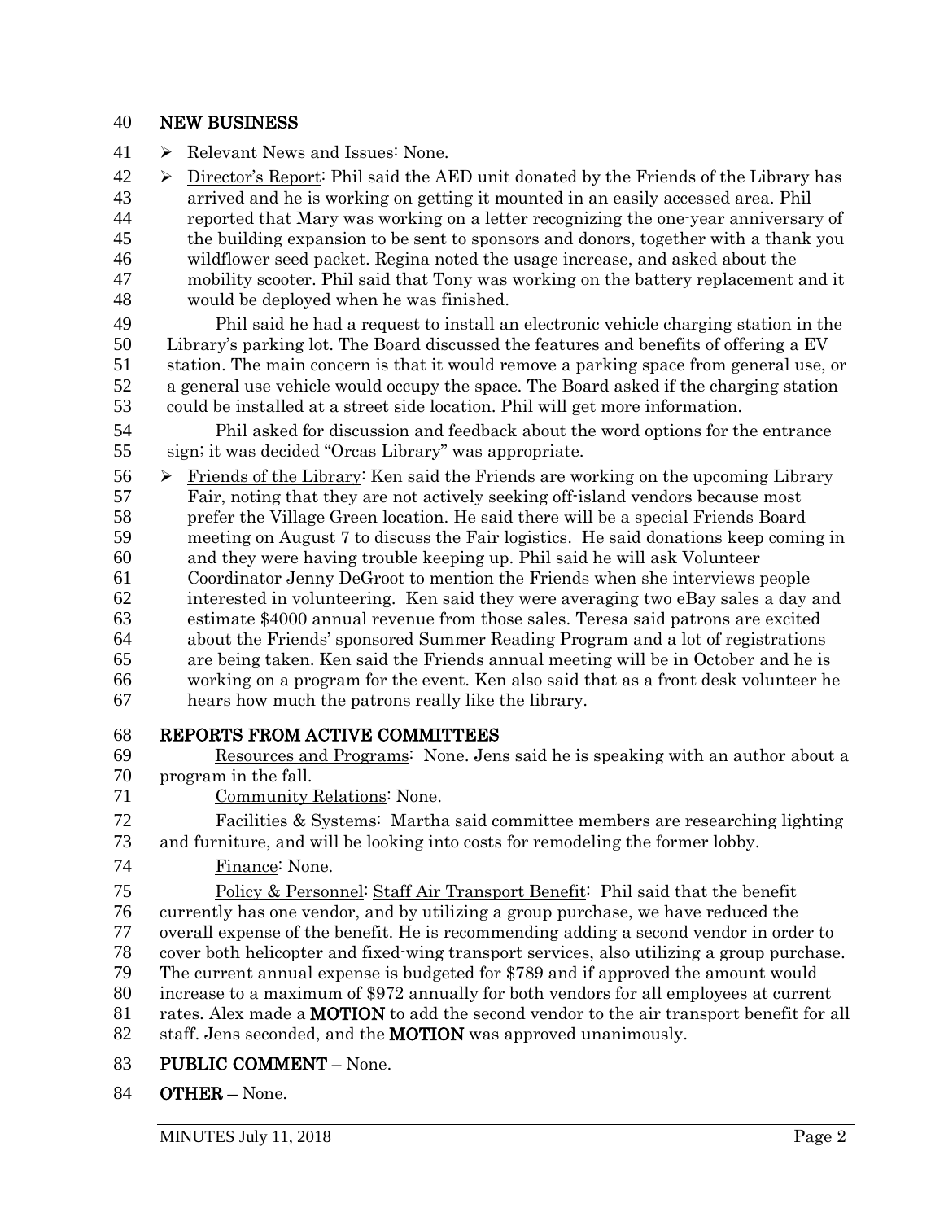## NEW BUSINESS

- Relevant News and Issues: None.
- Director's Report: Phil said the AED unit donated by the Friends of the Library has arrived and he is working on getting it mounted in an easily accessed area. Phil reported that Mary was working on a letter recognizing the one-year anniversary of the building expansion to be sent to sponsors and donors, together with a thank you wildflower seed packet. Regina noted the usage increase, and asked about the mobility scooter. Phil said that Tony was working on the battery replacement and it would be deployed when he was finished.

  Phil said he had a request to install an electronic vehicle charging station in the Library's parking lot. The Board discussed the features and benefits of offering a EV station. The main concern is that it would remove a parking space from general use, or a general use vehicle would occupy the space. The Board asked if the charging station could be installed at a street side location. Phil will get more information.

  Phil asked for discussion and feedback about the word options for the entrance sign; it was decided "Orcas Library" was appropriate.
- Friends of the Library: Ken said the Friends are working on the upcoming Library Fair, noting that they are not actively seeking off-island vendors because most prefer the Village Green location. He said there will be a special Friends Board meeting on August 7 to discuss the Fair logistics. He said donations keep coming in and they were having trouble keeping up. Phil said he will ask Volunteer Coordinator Jenny DeGroot to mention the Friends when she interviews people interested in volunteering. Ken said they were averaging two eBay sales a day and estimate $4000 annual revenue from those sales. Teresa said patrons are excited about the Friends' sponsored Summer Reading Program and a lot of registrations are being taken. Ken said the Friends annual meeting will be in October and he is working on a program for the event. Ken also said that as a front desk volunteer he hears how much the patrons really like the library.

## REPORTS FROM ACTIVE COMMITTEES

Resources and Programs: None. Jens said he is speaking with an author about a program in the fall.

Community Relations: None.

Facilities & Systems: Martha said committee members are researching lighting and furniture, and will be looking into costs for remodeling the former lobby.

Finance: None.

Policy & Personnel: Staff Air Transport Benefit: Phil said that the benefit currently has one vendor, and by utilizing a group purchase, we have reduced the overall expense of the benefit. He is recommending adding a second vendor in order to cover both helicopter and fixed-wing transport services, also utilizing a group purchase. The current annual expense is budgeted for $789 and if approved the amount would increase to a maximum of $972 annually for both vendors for all employees at current rates. Alex made a **MOTION** to add the second vendor to the air transport benefit for all staff. Jens seconded, and the **MOTION** was approved unanimously.

**PUBLIC COMMENT** – None.

**OTHER** – None.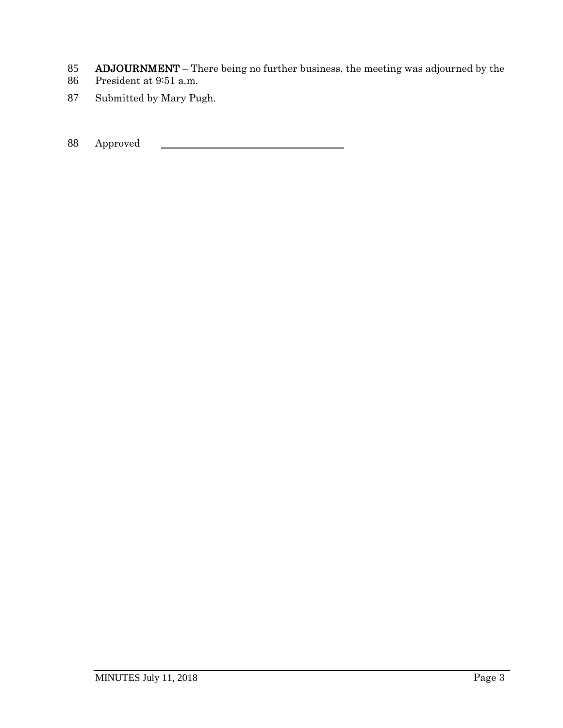**ADJOURNMENT** – There being no further business, the meeting was adjourned by the President at 9:51 a.m.

Submitted by Mary Pugh.

Approved \_\_\_\_\_\_\_\_\_\_\_\_\_\_\_\_\_\_\_\_\_\_\_\_\_\_\_\_\_\_\_\_\_\_\_\_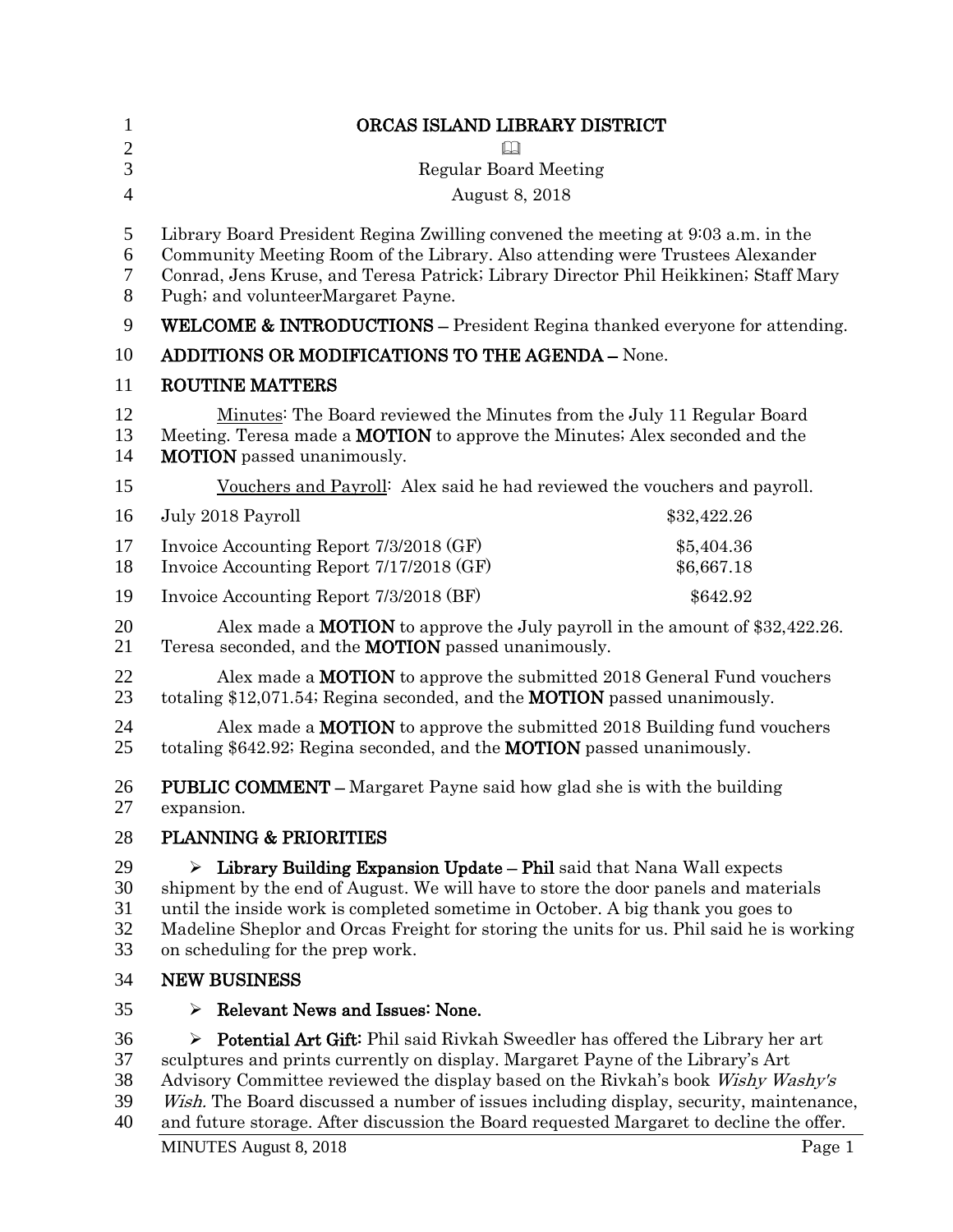# ORCAS ISLAND LIBRARY DISTRICT

Regular Board Meeting

August 8, 2018

Library Board President Regina Zwilling convened the meeting at 9:03 a.m. in the Community Meeting Room of the Library. Also attending were Trustees Alexander Conrad, Jens Kruse, and Teresa Patrick; Library Director Phil Heikkinen; Staff Mary Pugh; and volunteerMargaret Payne.

**WELCOME & INTRODUCTIONS –** President Regina thanked everyone for attending.

**ADDITIONS OR MODIFICATIONS TO THE AGENDA –** None.

**ROUTINE MATTERS**

Minutes: The Board reviewed the Minutes from the July 11 Regular Board Meeting. Teresa made a **MOTION** to approve the Minutes; Alex seconded and the **MOTION** passed unanimously.

Vouchers and Payroll: Alex said he had reviewed the vouchers and payroll.

| | |
|---|---|
| July 2018 Payroll | $32,422.26 |
| Invoice Accounting Report 7/3/2018 (GF) | $5,404.36 |
| Invoice Accounting Report 7/17/2018 (GF) | $6,667.18 |
| Invoice Accounting Report 7/3/2018 (BF) | $642.92 |

Alex made a **MOTION** to approve the July payroll in the amount of $32,422.26. Teresa seconded, and the **MOTION** passed unanimously.

Alex made a **MOTION** to approve the submitted 2018 General Fund vouchers totaling $12,071.54; Regina seconded, and the **MOTION** passed unanimously.

Alex made a **MOTION** to approve the submitted 2018 Building fund vouchers totaling $642.92; Regina seconded, and the **MOTION** passed unanimously.

**PUBLIC COMMENT –** Margaret Payne said how glad she is with the building expansion.

**PLANNING & PRIORITIES**

- **Library Building Expansion Update – Phil** said that Nana Wall expects shipment by the end of August. We will have to store the door panels and materials until the inside work is completed sometime in October. A big thank you goes to Madeline Sheplor and Orcas Freight for storing the units for us. Phil said he is working on scheduling for the prep work.

**NEW BUSINESS**

- **Relevant News and Issues: None.**
- **Potential Art Gift:** Phil said Rivkah Sweedler has offered the Library her art sculptures and prints currently on display. Margaret Payne of the Library's Art Advisory Committee reviewed the display based on the Rivkah's book *Wishy Washy's Wish.* The Board discussed a number of issues including display, security, maintenance, and future storage. After discussion the Board requested Margaret to decline the offer.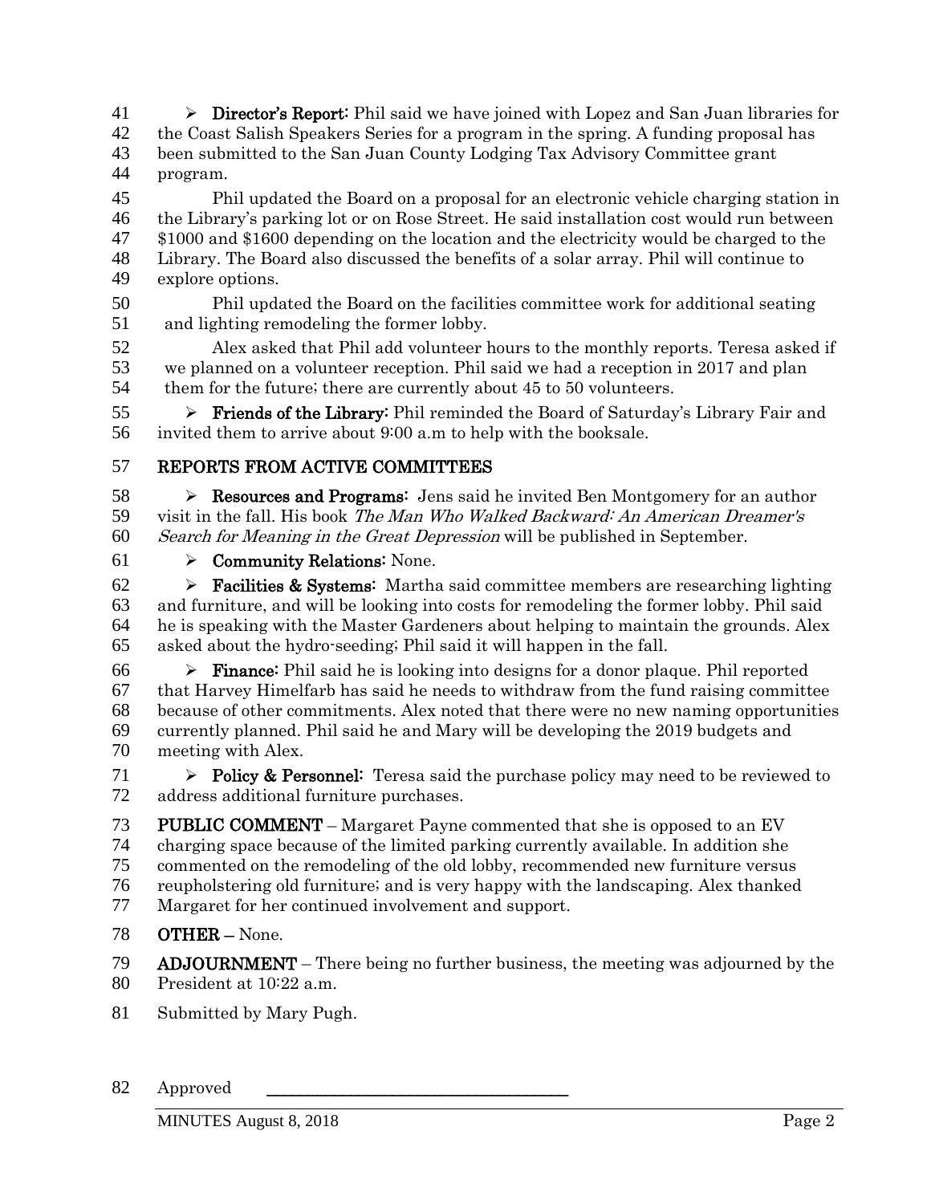- **Director's Report:** Phil said we have joined with Lopez and San Juan libraries for the Coast Salish Speakers Series for a program in the spring. A funding proposal has been submitted to the San Juan County Lodging Tax Advisory Committee grant program.

Phil updated the Board on a proposal for an electronic vehicle charging station in the Library's parking lot or on Rose Street. He said installation cost would run between $1000 and $1600 depending on the location and the electricity would be charged to the Library. The Board also discussed the benefits of a solar array. Phil will continue to explore options.

Phil updated the Board on the facilities committee work for additional seating and lighting remodeling the former lobby.

Alex asked that Phil add volunteer hours to the monthly reports. Teresa asked if we planned on a volunteer reception. Phil said we had a reception in 2017 and plan them for the future; there are currently about 45 to 50 volunteers.

- **Friends of the Library:** Phil reminded the Board of Saturday's Library Fair and invited them to arrive about 9:00 a.m to help with the booksale.

## REPORTS FROM ACTIVE COMMITTEES

- **Resources and Programs:** Jens said he invited Ben Montgomery for an author visit in the fall. His book *The Man Who Walked Backward: An American Dreamer's Search for Meaning in the Great Depression* will be published in September.
- **Community Relations:** None.
- **Facilities & Systems:** Martha said committee members are researching lighting and furniture, and will be looking into costs for remodeling the former lobby. Phil said he is speaking with the Master Gardeners about helping to maintain the grounds. Alex asked about the hydro-seeding; Phil said it will happen in the fall.
- **Finance:** Phil said he is looking into designs for a donor plaque. Phil reported that Harvey Himelfarb has said he needs to withdraw from the fund raising committee because of other commitments. Alex noted that there were no new naming opportunities currently planned. Phil said he and Mary will be developing the 2019 budgets and meeting with Alex.
- **Policy & Personnel:** Teresa said the purchase policy may need to be reviewed to address additional furniture purchases.

**PUBLIC COMMENT** – Margaret Payne commented that she is opposed to an EV charging space because of the limited parking currently available. In addition she commented on the remodeling of the old lobby, recommended new furniture versus reupholstering old furniture; and is very happy with the landscaping. Alex thanked Margaret for her continued involvement and support.

**OTHER** – None.

**ADJOURNMENT** – There being no further business, the meeting was adjourned by the President at 10:22 a.m.

Submitted by Mary Pugh.

Approved \_\_\_\_\_\_\_\_\_\_\_\_\_\_\_\_\_\_\_\_\_\_\_\_\_\_\_\_\_\_\_\_\_\_

MINUTES August 8, 2018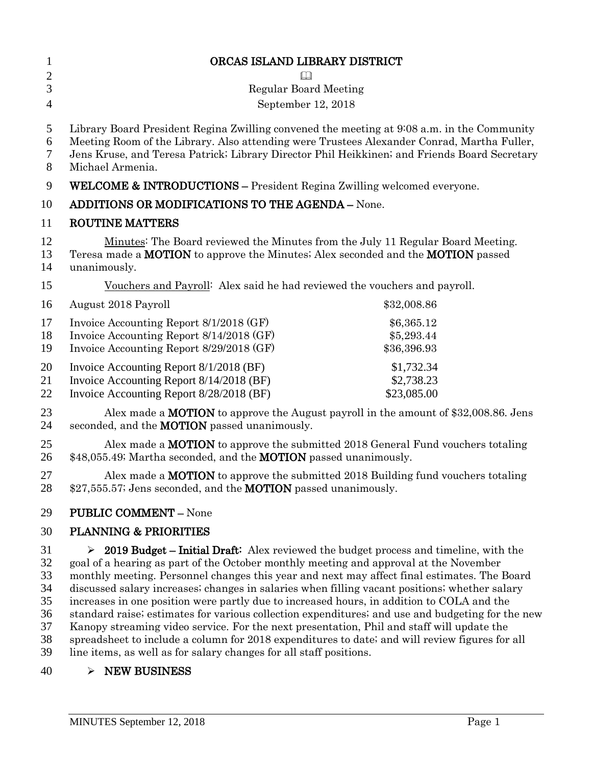# ORCAS ISLAND LIBRARY DISTRICT

Regular Board Meeting

September 12, 2018

Library Board President Regina Zwilling convened the meeting at 9:08 a.m. in the Community Meeting Room of the Library. Also attending were Trustees Alexander Conrad, Martha Fuller, Jens Kruse, and Teresa Patrick; Library Director Phil Heikkinen; and Friends Board Secretary Michael Armenia.

**WELCOME & INTRODUCTIONS –** President Regina Zwilling welcomed everyone.

**ADDITIONS OR MODIFICATIONS TO THE AGENDA –** None.

**ROUTINE MATTERS**

Minutes: The Board reviewed the Minutes from the July 11 Regular Board Meeting. Teresa made a **MOTION** to approve the Minutes; Alex seconded and the **MOTION** passed unanimously.

Vouchers and Payroll: Alex said he had reviewed the vouchers and payroll.

| | |
|---|---|
| August 2018 Payroll | $32,008.86 |
| Invoice Accounting Report 8/1/2018 (GF) | $6,365.12 |
| Invoice Accounting Report 8/14/2018 (GF) | $5,293.44 |
| Invoice Accounting Report 8/29/2018 (GF) | $36,396.93 |
| Invoice Accounting Report 8/1/2018 (BF) | $1,732.34 |
| Invoice Accounting Report 8/14/2018 (BF) | $2,738.23 |
| Invoice Accounting Report 8/28/2018 (BF) | $23,085.00 |

Alex made a **MOTION** to approve the August payroll in the amount of $32,008.86. Jens seconded, and the **MOTION** passed unanimously.

Alex made a **MOTION** to approve the submitted 2018 General Fund vouchers totaling $48,055.49; Martha seconded, and the **MOTION** passed unanimously.

Alex made a **MOTION** to approve the submitted 2018 Building fund vouchers totaling $27,555.57; Jens seconded, and the **MOTION** passed unanimously.

**PUBLIC COMMENT –** None

**PLANNING & PRIORITIES**

- **2019 Budget – Initial Draft:** Alex reviewed the budget process and timeline, with the goal of a hearing as part of the October monthly meeting and approval at the November monthly meeting. Personnel changes this year and next may affect final estimates. The Board discussed salary increases; changes in salaries when filling vacant positions; whether salary increases in one position were partly due to increased hours, in addition to COLA and the standard raise; estimates for various collection expenditures; and use and budgeting for the new Kanopy streaming video service. For the next presentation, Phil and staff will update the spreadsheet to include a column for 2018 expenditures to date; and will review figures for all line items, as well as for salary changes for all staff positions.

- **NEW BUSINESS**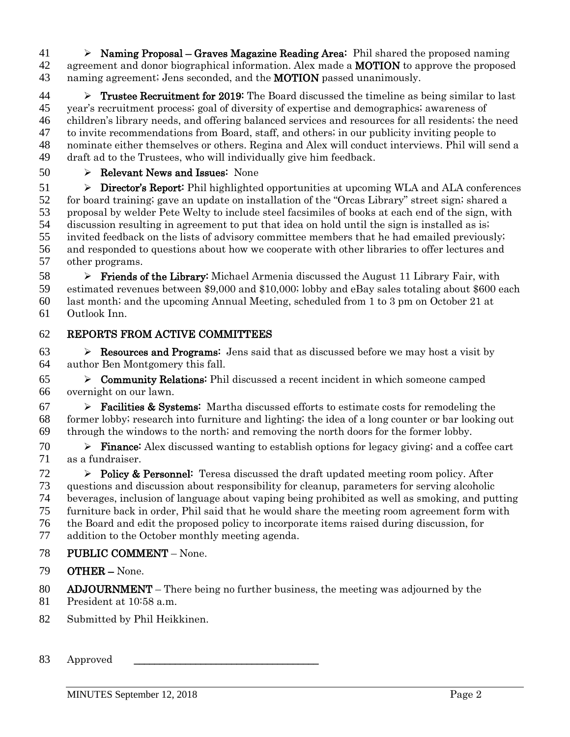- **Naming Proposal – Graves Magazine Reading Area:** Phil shared the proposed naming agreement and donor biographical information. Alex made a **MOTION** to approve the proposed naming agreement; Jens seconded, and the **MOTION** passed unanimously.

- **Trustee Recruitment for 2019:** The Board discussed the timeline as being similar to last year's recruitment process; goal of diversity of expertise and demographics; awareness of children's library needs, and offering balanced services and resources for all residents; the need to invite recommendations from Board, staff, and others; in our publicity inviting people to nominate either themselves or others. Regina and Alex will conduct interviews. Phil will send a draft ad to the Trustees, who will individually give him feedback.

- **Relevant News and Issues:** None

- **Director's Report:** Phil highlighted opportunities at upcoming WLA and ALA conferences for board training; gave an update on installation of the "Orcas Library" street sign; shared a proposal by welder Pete Welty to include steel facsimiles of books at each end of the sign, with discussion resulting in agreement to put that idea on hold until the sign is installed as is; invited feedback on the lists of advisory committee members that he had emailed previously; and responded to questions about how we cooperate with other libraries to offer lectures and other programs.

- **Friends of the Library:** Michael Armenia discussed the August 11 Library Fair, with estimated revenues between $9,000 and $10,000; lobby and eBay sales totaling about $600 each last month; and the upcoming Annual Meeting, scheduled from 1 to 3 pm on October 21 at Outlook Inn.

## REPORTS FROM ACTIVE COMMITTEES

- **Resources and Programs:** Jens said that as discussed before we may host a visit by author Ben Montgomery this fall.

- **Community Relations:** Phil discussed a recent incident in which someone camped overnight on our lawn.

- **Facilities & Systems:** Martha discussed efforts to estimate costs for remodeling the former lobby; research into furniture and lighting; the idea of a long counter or bar looking out through the windows to the north; and removing the north doors for the former lobby.

- **Finance:** Alex discussed wanting to establish options for legacy giving; and a coffee cart as a fundraiser.

- **Policy & Personnel:** Teresa discussed the draft updated meeting room policy. After questions and discussion about responsibility for cleanup, parameters for serving alcoholic beverages, inclusion of language about vaping being prohibited as well as smoking, and putting furniture back in order, Phil said that he would share the meeting room agreement form with the Board and edit the proposed policy to incorporate items raised during discussion, for addition to the October monthly meeting agenda.

**PUBLIC COMMENT** – None.

**OTHER –** None.

**ADJOURNMENT** – There being no further business, the meeting was adjourned by the President at 10:58 a.m.

Submitted by Phil Heikkinen.

Approved \_\_\_\_\_\_\_\_\_\_\_\_\_\_\_\_\_\_\_\_\_\_\_\_\_\_\_\_\_\_\_\_\_\_\_\_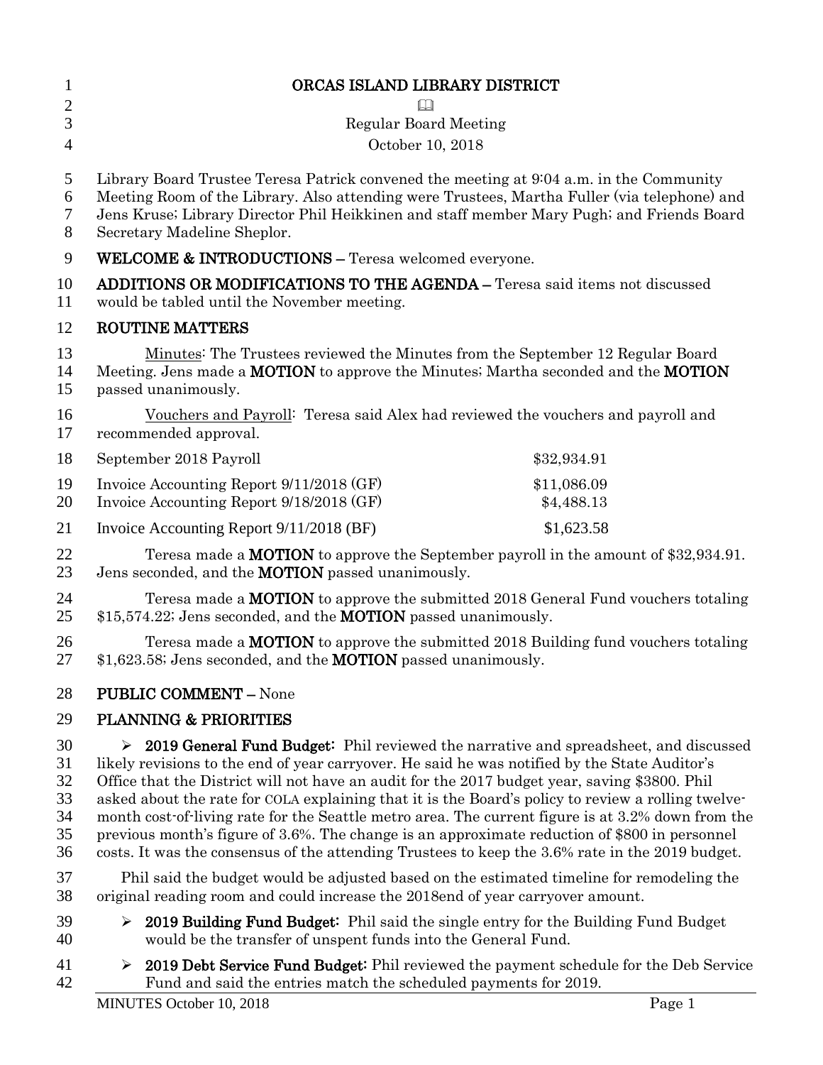# ORCAS ISLAND LIBRARY DISTRICT

Regular Board Meeting

October 10, 2018

Library Board Trustee Teresa Patrick convened the meeting at 9:04 a.m. in the Community Meeting Room of the Library. Also attending were Trustees, Martha Fuller (via telephone) and Jens Kruse; Library Director Phil Heikkinen and staff member Mary Pugh; and Friends Board Secretary Madeline Sheplor.

**WELCOME & INTRODUCTIONS –** Teresa welcomed everyone.

**ADDITIONS OR MODIFICATIONS TO THE AGENDA –** Teresa said items not discussed would be tabled until the November meeting.

**ROUTINE MATTERS**

Minutes: The Trustees reviewed the Minutes from the September 12 Regular Board Meeting. Jens made a **MOTION** to approve the Minutes; Martha seconded and the **MOTION** passed unanimously.

Vouchers and Payroll: Teresa said Alex had reviewed the vouchers and payroll and recommended approval.

| | |
|---|---|
| September 2018 Payroll | $32,934.91 |
| Invoice Accounting Report 9/11/2018 (GF) | $11,086.09 |
| Invoice Accounting Report 9/18/2018 (GF) | $4,488.13 |
| Invoice Accounting Report 9/11/2018 (BF) | $1,623.58 |

Teresa made a **MOTION** to approve the September payroll in the amount of $32,934.91. Jens seconded, and the **MOTION** passed unanimously.

Teresa made a **MOTION** to approve the submitted 2018 General Fund vouchers totaling $15,574.22; Jens seconded, and the **MOTION** passed unanimously.

Teresa made a **MOTION** to approve the submitted 2018 Building fund vouchers totaling $1,623.58; Jens seconded, and the **MOTION** passed unanimously.

**PUBLIC COMMENT –** None

**PLANNING & PRIORITIES**

- **2019 General Fund Budget:** Phil reviewed the narrative and spreadsheet, and discussed likely revisions to the end of year carryover. He said he was notified by the State Auditor's Office that the District will not have an audit for the 2017 budget year, saving $3800. Phil asked about the rate for COLA explaining that it is the Board's policy to review a rolling twelve-month cost-of-living rate for the Seattle metro area. The current figure is at 3.2% down from the previous month's figure of 3.6%. The change is an approximate reduction of $800 in personnel costs. It was the consensus of the attending Trustees to keep the 3.6% rate in the 2019 budget.

  Phil said the budget would be adjusted based on the estimated timeline for remodeling the original reading room and could increase the 2018end of year carryover amount.

- **2019 Building Fund Budget:** Phil said the single entry for the Building Fund Budget would be the transfer of unspent funds into the General Fund.

- **2019 Debt Service Fund Budget:** Phil reviewed the payment schedule for the Deb Service Fund and said the entries match the scheduled payments for 2019.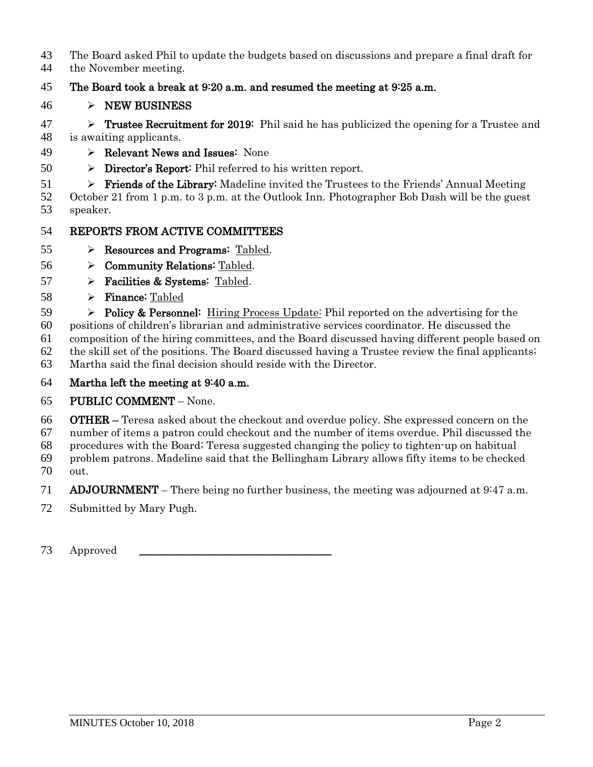The Board asked Phil to update the budgets based on discussions and prepare a final draft for the November meeting.

**The Board took a break at 9:20 a.m. and resumed the meeting at 9:25 a.m.**

- **NEW BUSINESS**

- **Trustee Recruitment for 2019:** Phil said he has publicized the opening for a Trustee and is awaiting applicants.
- **Relevant News and Issues:** None
- **Director's Report:** Phil referred to his written report.
- **Friends of the Library:** Madeline invited the Trustees to the Friends' Annual Meeting October 21 from 1 p.m. to 3 p.m. at the Outlook Inn. Photographer Bob Dash will be the guest speaker.

**REPORTS FROM ACTIVE COMMITTEES**

- **Resources and Programs:** Tabled.
- **Community Relations:** Tabled.
- **Facilities & Systems:** Tabled.
- **Finance:** Tabled
- **Policy & Personnel:** Hiring Process Update: Phil reported on the advertising for the positions of children's librarian and administrative services coordinator. He discussed the composition of the hiring committees, and the Board discussed having different people based on the skill set of the positions. The Board discussed having a Trustee review the final applicants; Martha said the final decision should reside with the Director.

**Martha left the meeting at 9:40 a.m.**

**PUBLIC COMMENT** – None.

**OTHER –** Teresa asked about the checkout and overdue policy. She expressed concern on the number of items a patron could checkout and the number of items overdue. Phil discussed the procedures with the Board; Teresa suggested changing the policy to tighten-up on habitual problem patrons. Madeline said that the Bellingham Library allows fifty items to be checked out.

**ADJOURNMENT** – There being no further business, the meeting was adjourned at 9:47 a.m.

Submitted by Mary Pugh.

Approved \_\_\_\_\_\_\_\_\_\_\_\_\_\_\_\_\_\_\_\_\_\_\_\_\_\_\_\_\_\_\_\_\_\_\_\_\_\_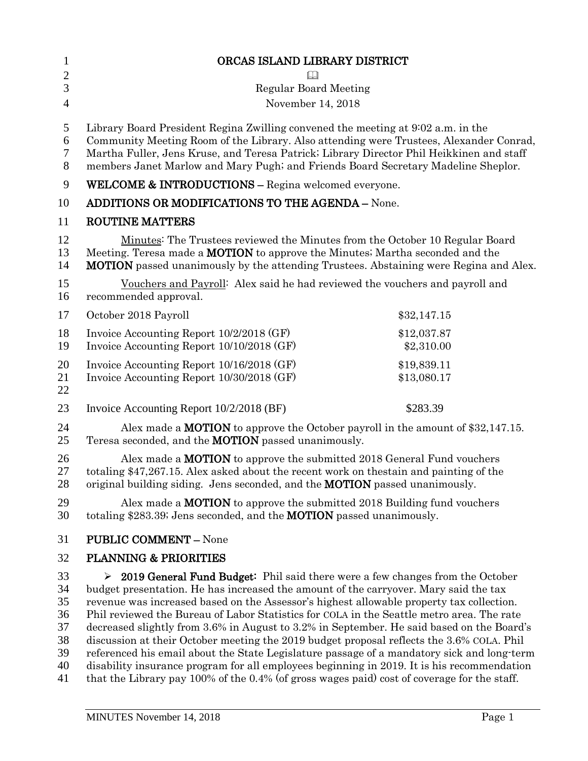# ORCAS ISLAND LIBRARY DISTRICT

🕮

Regular Board Meeting

November 14, 2018

Library Board President Regina Zwilling convened the meeting at 9:02 a.m. in the Community Meeting Room of the Library. Also attending were Trustees, Alexander Conrad, Martha Fuller, Jens Kruse, and Teresa Patrick; Library Director Phil Heikkinen and staff members Janet Marlow and Mary Pugh; and Friends Board Secretary Madeline Sheplor.

**WELCOME & INTRODUCTIONS –** Regina welcomed everyone.

**ADDITIONS OR MODIFICATIONS TO THE AGENDA –** None.

**ROUTINE MATTERS**

Minutes: The Trustees reviewed the Minutes from the October 10 Regular Board Meeting. Teresa made a **MOTION** to approve the Minutes; Martha seconded and the **MOTION** passed unanimously by the attending Trustees. Abstaining were Regina and Alex.

Vouchers and Payroll: Alex said he had reviewed the vouchers and payroll and recommended approval.

| | |
|---|---|
| October 2018 Payroll | $32,147.15 |
| Invoice Accounting Report 10/2/2018 (GF) | $12,037.87 |
| Invoice Accounting Report 10/10/2018 (GF) | $2,310.00 |
| Invoice Accounting Report 10/16/2018 (GF) | $19,839.11 |
| Invoice Accounting Report 10/30/2018 (GF) | $13,080.17 |
| Invoice Accounting Report 10/2/2018 (BF) | $283.39 |

Alex made a **MOTION** to approve the October payroll in the amount of $32,147.15. Teresa seconded, and the **MOTION** passed unanimously.

Alex made a **MOTION** to approve the submitted 2018 General Fund vouchers totaling $47,267.15. Alex asked about the recent work on thestain and painting of the original building siding. Jens seconded, and the **MOTION** passed unanimously.

Alex made a **MOTION** to approve the submitted 2018 Building fund vouchers totaling $283.39; Jens seconded, and the **MOTION** passed unanimously.

**PUBLIC COMMENT –** None

**PLANNING & PRIORITIES**

- **2019 General Fund Budget:** Phil said there were a few changes from the October budget presentation. He has increased the amount of the carryover. Mary said the tax revenue was increased based on the Assessor's highest allowable property tax collection. Phil reviewed the Bureau of Labor Statistics for COLA in the Seattle metro area. The rate decreased slightly from 3.6% in August to 3.2% in September. He said based on the Board's discussion at their October meeting the 2019 budget proposal reflects the 3.6% COLA. Phil referenced his email about the State Legislature passage of a mandatory sick and long-term disability insurance program for all employees beginning in 2019. It is his recommendation that the Library pay 100% of the 0.4% (of gross wages paid) cost of coverage for the staff.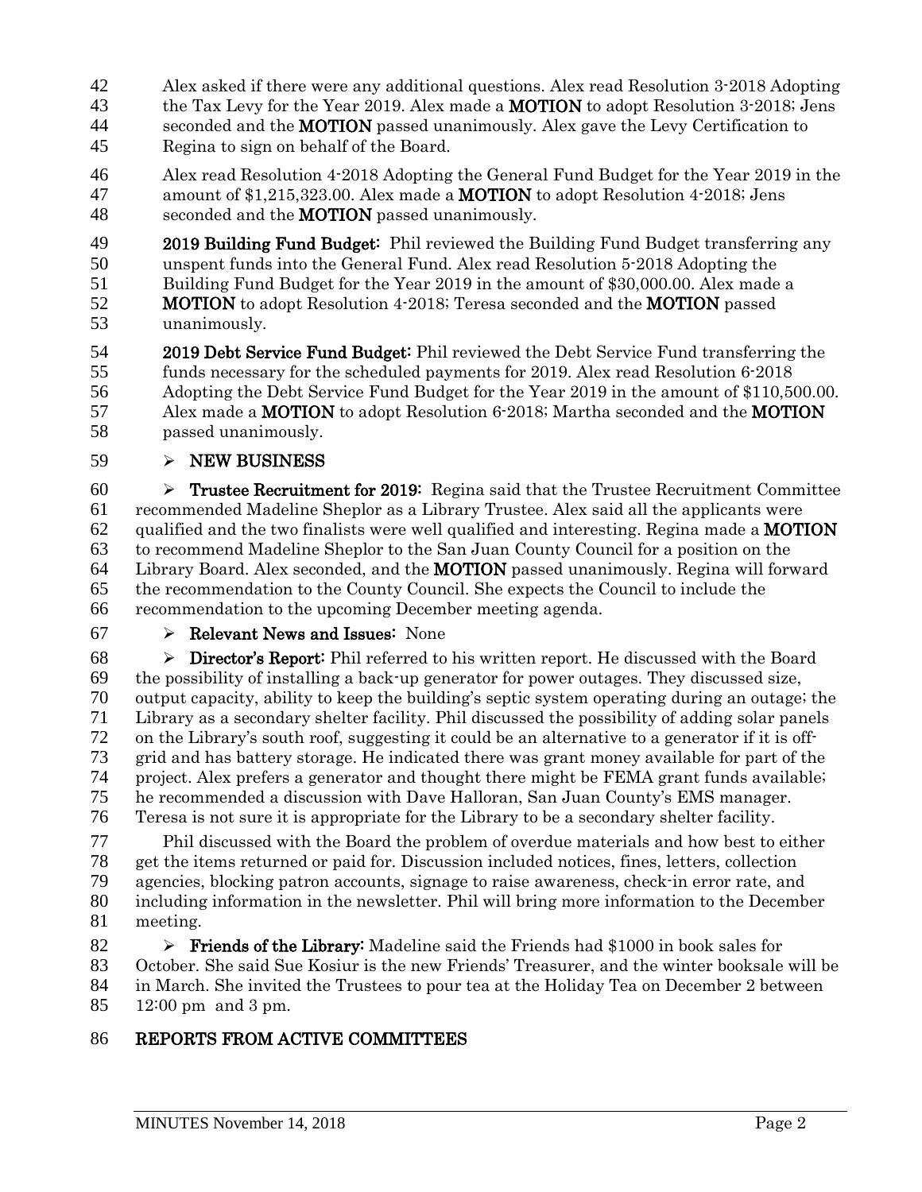Alex asked if there were any additional questions. Alex read Resolution 3-2018 Adopting the Tax Levy for the Year 2019. Alex made a **MOTION** to adopt Resolution 3-2018; Jens seconded and the **MOTION** passed unanimously. Alex gave the Levy Certification to Regina to sign on behalf of the Board.

Alex read Resolution 4-2018 Adopting the General Fund Budget for the Year 2019 in the amount of $1,215,323.00. Alex made a **MOTION** to adopt Resolution 4-2018; Jens seconded and the **MOTION** passed unanimously.

**2019 Building Fund Budget:** Phil reviewed the Building Fund Budget transferring any unspent funds into the General Fund. Alex read Resolution 5-2018 Adopting the Building Fund Budget for the Year 2019 in the amount of $30,000.00. Alex made a **MOTION** to adopt Resolution 4-2018; Teresa seconded and the **MOTION** passed unanimously.

**2019 Debt Service Fund Budget:** Phil reviewed the Debt Service Fund transferring the funds necessary for the scheduled payments for 2019. Alex read Resolution 6-2018 Adopting the Debt Service Fund Budget for the Year 2019 in the amount of $110,500.00. Alex made a **MOTION** to adopt Resolution 6-2018; Martha seconded and the **MOTION** passed unanimously.

- **NEW BUSINESS**

- **Trustee Recruitment for 2019:** Regina said that the Trustee Recruitment Committee recommended Madeline Sheplor as a Library Trustee. Alex said all the applicants were qualified and the two finalists were well qualified and interesting. Regina made a **MOTION** to recommend Madeline Sheplor to the San Juan County Council for a position on the Library Board. Alex seconded, and the **MOTION** passed unanimously. Regina will forward the recommendation to the County Council. She expects the Council to include the recommendation to the upcoming December meeting agenda.

- **Relevant News and Issues:** None

- **Director's Report:** Phil referred to his written report. He discussed with the Board the possibility of installing a back-up generator for power outages. They discussed size, output capacity, ability to keep the building's septic system operating during an outage; the Library as a secondary shelter facility. Phil discussed the possibility of adding solar panels on the Library's south roof, suggesting it could be an alternative to a generator if it is off-grid and has battery storage. He indicated there was grant money available for part of the project. Alex prefers a generator and thought there might be FEMA grant funds available; he recommended a discussion with Dave Halloran, San Juan County's EMS manager. Teresa is not sure it is appropriate for the Library to be a secondary shelter facility.

  Phil discussed with the Board the problem of overdue materials and how best to either get the items returned or paid for. Discussion included notices, fines, letters, collection agencies, blocking patron accounts, signage to raise awareness, check-in error rate, and including information in the newsletter. Phil will bring more information to the December meeting.

- **Friends of the Library:** Madeline said the Friends had $1000 in book sales for October. She said Sue Kosiur is the new Friends' Treasurer, and the winter booksale will be in March. She invited the Trustees to pour tea at the Holiday Tea on December 2 between 12:00 pm and 3 pm.

**REPORTS FROM ACTIVE COMMITTEES**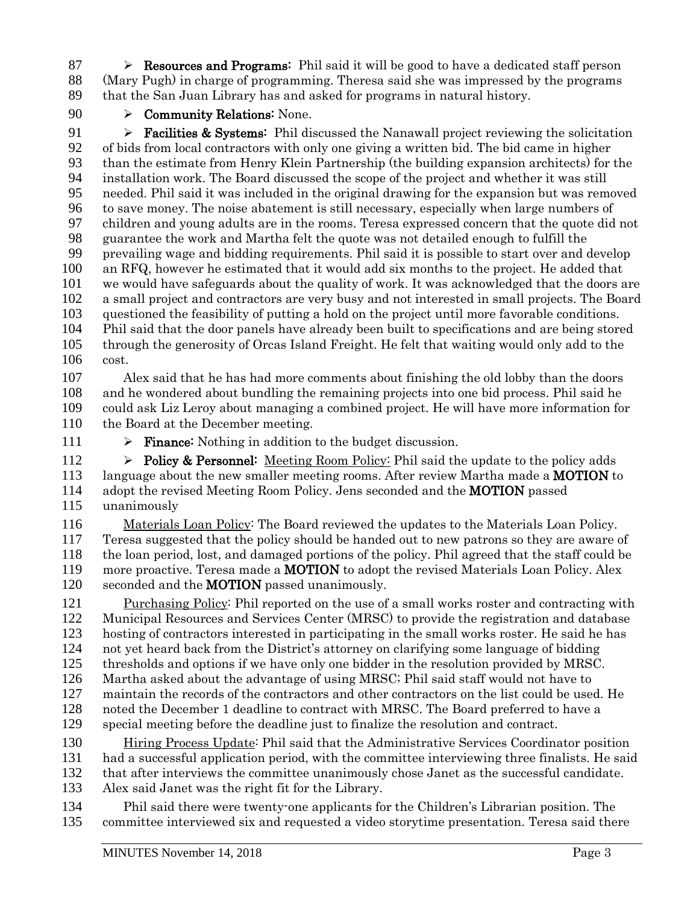- **Resources and Programs:** Phil said it will be good to have a dedicated staff person (Mary Pugh) in charge of programming. Theresa said she was impressed by the programs that the San Juan Library has and asked for programs in natural history.

- **Community Relations:** None.

- **Facilities & Systems:** Phil discussed the Nanawall project reviewing the solicitation of bids from local contractors with only one giving a written bid. The bid came in higher than the estimate from Henry Klein Partnership (the building expansion architects) for the installation work. The Board discussed the scope of the project and whether it was still needed. Phil said it was included in the original drawing for the expansion but was removed to save money. The noise abatement is still necessary, especially when large numbers of children and young adults are in the rooms. Teresa expressed concern that the quote did not guarantee the work and Martha felt the quote was not detailed enough to fulfill the prevailing wage and bidding requirements. Phil said it is possible to start over and develop an RFQ, however he estimated that it would add six months to the project. He added that we would have safeguards about the quality of work. It was acknowledged that the doors are a small project and contractors are very busy and not interested in small projects. The Board questioned the feasibility of putting a hold on the project until more favorable conditions. Phil said that the door panels have already been built to specifications and are being stored through the generosity of Orcas Island Freight. He felt that waiting would only add to the cost.

Alex said that he has had more comments about finishing the old lobby than the doors and he wondered about bundling the remaining projects into one bid process. Phil said he could ask Liz Leroy about managing a combined project. He will have more information for the Board at the December meeting.

- **Finance:** Nothing in addition to the budget discussion.

- **Policy & Personnel:** Meeting Room Policy: Phil said the update to the policy adds language about the new smaller meeting rooms. After review Martha made a **MOTION** to adopt the revised Meeting Room Policy. Jens seconded and the **MOTION** passed unanimously

Materials Loan Policy: The Board reviewed the updates to the Materials Loan Policy. Teresa suggested that the policy should be handed out to new patrons so they are aware of the loan period, lost, and damaged portions of the policy. Phil agreed that the staff could be more proactive. Teresa made a **MOTION** to adopt the revised Materials Loan Policy. Alex seconded and the **MOTION** passed unanimously.

Purchasing Policy: Phil reported on the use of a small works roster and contracting with Municipal Resources and Services Center (MRSC) to provide the registration and database hosting of contractors interested in participating in the small works roster. He said he has not yet heard back from the District's attorney on clarifying some language of bidding thresholds and options if we have only one bidder in the resolution provided by MRSC. Martha asked about the advantage of using MRSC; Phil said staff would not have to maintain the records of the contractors and other contractors on the list could be used. He noted the December 1 deadline to contract with MRSC. The Board preferred to have a special meeting before the deadline just to finalize the resolution and contract.

Hiring Process Update: Phil said that the Administrative Services Coordinator position had a successful application period, with the committee interviewing three finalists. He said that after interviews the committee unanimously chose Janet as the successful candidate. Alex said Janet was the right fit for the Library.

Phil said there were twenty-one applicants for the Children's Librarian position. The committee interviewed six and requested a video storytime presentation. Teresa said there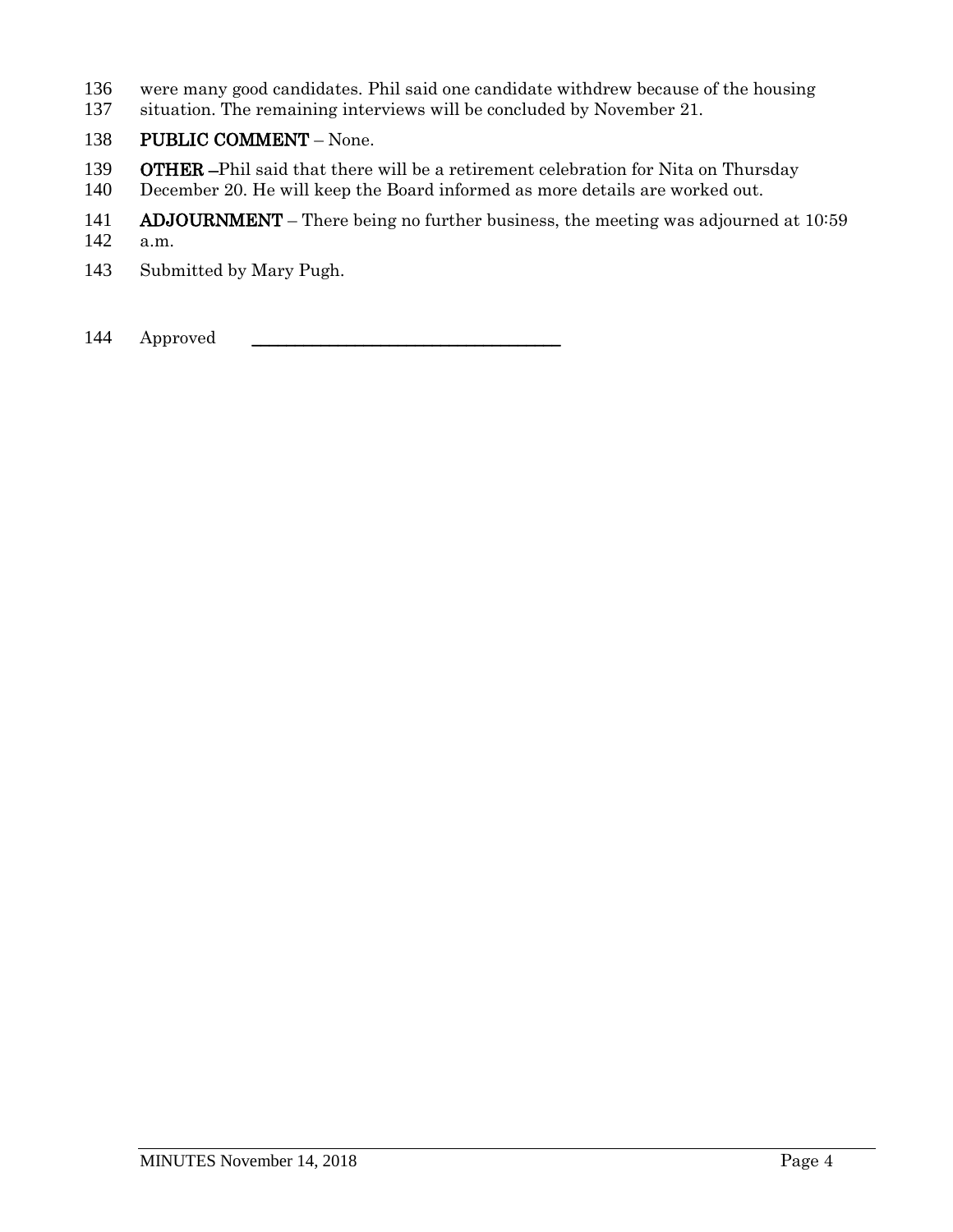were many good candidates. Phil said one candidate withdrew because of the housing situation. The remaining interviews will be concluded by November 21.

**PUBLIC COMMENT** – None.

**OTHER** –Phil said that there will be a retirement celebration for Nita on Thursday December 20. He will keep the Board informed as more details are worked out.

**ADJOURNMENT** – There being no further business, the meeting was adjourned at 10:59 a.m.

Submitted by Mary Pugh.

Approved \_\_\_\_\_\_\_\_\_\_\_\_\_\_\_\_\_\_\_\_\_\_\_\_\_\_\_\_\_\_\_\_\_\_\_\_\_\_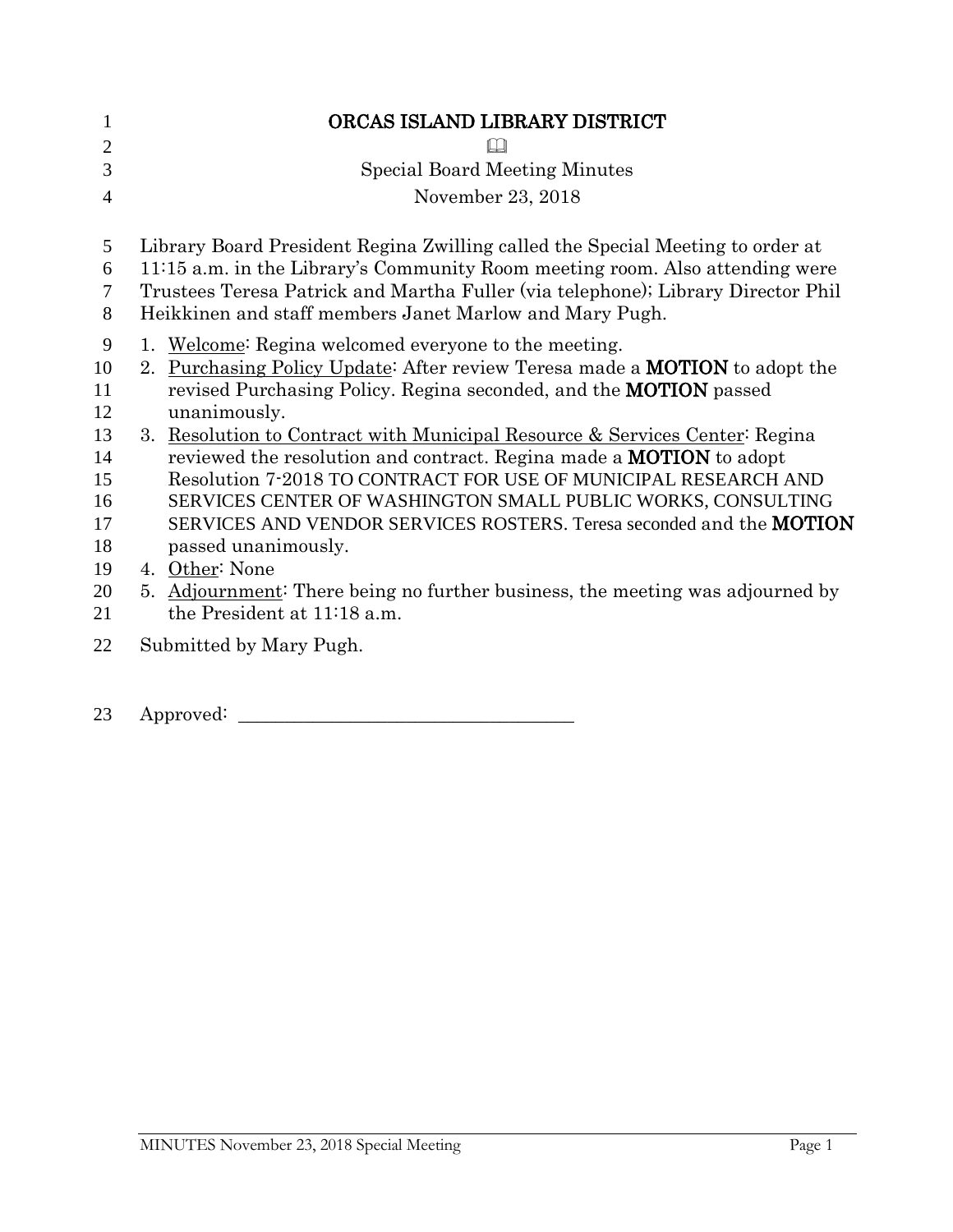# ORCAS ISLAND LIBRARY DISTRICT

Special Board Meeting Minutes

November 23, 2018

Library Board President Regina Zwilling called the Special Meeting to order at 11:15 a.m. in the Library's Community Room meeting room. Also attending were Trustees Teresa Patrick and Martha Fuller (via telephone); Library Director Phil Heikkinen and staff members Janet Marlow and Mary Pugh.

1. Welcome: Regina welcomed everyone to the meeting.
2. Purchasing Policy Update: After review Teresa made a **MOTION** to adopt the revised Purchasing Policy. Regina seconded, and the **MOTION** passed unanimously.
3. Resolution to Contract with Municipal Resource & Services Center: Regina reviewed the resolution and contract. Regina made a **MOTION** to adopt Resolution 7-2018 TO CONTRACT FOR USE OF MUNICIPAL RESEARCH AND SERVICES CENTER OF WASHINGTON SMALL PUBLIC WORKS, CONSULTING SERVICES AND VENDOR SERVICES ROSTERS. Teresa seconded and the **MOTION** passed unanimously.
4. Other: None
5. Adjournment: There being no further business, the meeting was adjourned by the President at 11:18 a.m.

Submitted by Mary Pugh.

Approved: ___________________________________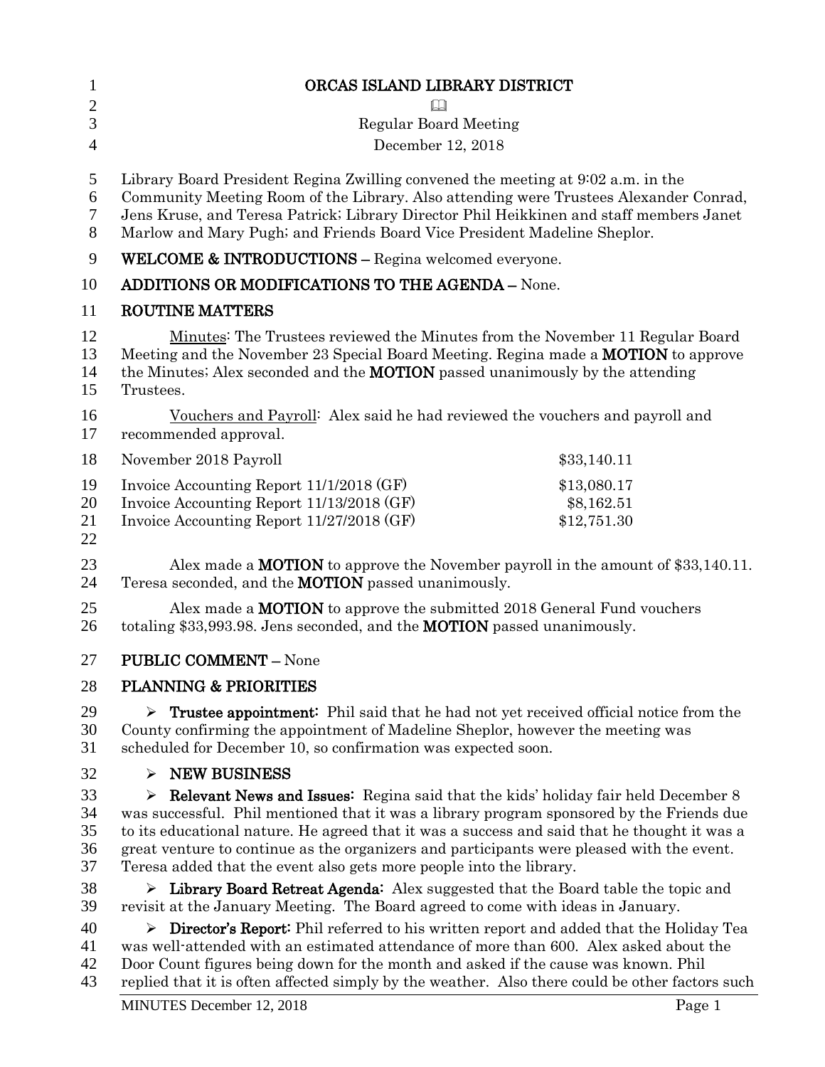# ORCAS ISLAND LIBRARY DISTRICT

Regular Board Meeting

December 12, 2018

Library Board President Regina Zwilling convened the meeting at 9:02 a.m. in the Community Meeting Room of the Library. Also attending were Trustees Alexander Conrad, Jens Kruse, and Teresa Patrick; Library Director Phil Heikkinen and staff members Janet Marlow and Mary Pugh; and Friends Board Vice President Madeline Sheplor.

**WELCOME & INTRODUCTIONS –** Regina welcomed everyone.

**ADDITIONS OR MODIFICATIONS TO THE AGENDA –** None.

**ROUTINE MATTERS**

Minutes: The Trustees reviewed the Minutes from the November 11 Regular Board Meeting and the November 23 Special Board Meeting. Regina made a **MOTION** to approve the Minutes; Alex seconded and the **MOTION** passed unanimously by the attending Trustees.

Vouchers and Payroll: Alex said he had reviewed the vouchers and payroll and recommended approval.

| | |
|---|---|
| November 2018 Payroll | $33,140.11 |
| Invoice Accounting Report 11/1/2018 (GF) | $13,080.17 |
| Invoice Accounting Report 11/13/2018 (GF) | $8,162.51 |
| Invoice Accounting Report 11/27/2018 (GF) | $12,751.30 |

Alex made a **MOTION** to approve the November payroll in the amount of $33,140.11. Teresa seconded, and the **MOTION** passed unanimously.

Alex made a **MOTION** to approve the submitted 2018 General Fund vouchers totaling $33,993.98. Jens seconded, and the **MOTION** passed unanimously.

**PUBLIC COMMENT –** None

**PLANNING & PRIORITIES**

- **Trustee appointment:** Phil said that he had not yet received official notice from the County confirming the appointment of Madeline Sheplor, however the meeting was scheduled for December 10, so confirmation was expected soon.

- **NEW BUSINESS**

- **Relevant News and Issues:** Regina said that the kids' holiday fair held December 8 was successful. Phil mentioned that it was a library program sponsored by the Friends due to its educational nature. He agreed that it was a success and said that he thought it was a great venture to continue as the organizers and participants were pleased with the event. Teresa added that the event also gets more people into the library.

- **Library Board Retreat Agenda:** Alex suggested that the Board table the topic and revisit at the January Meeting. The Board agreed to come with ideas in January.

- **Director's Report:** Phil referred to his written report and added that the Holiday Tea was well-attended with an estimated attendance of more than 600. Alex asked about the Door Count figures being down for the month and asked if the cause was known. Phil replied that it is often affected simply by the weather. Also there could be other factors such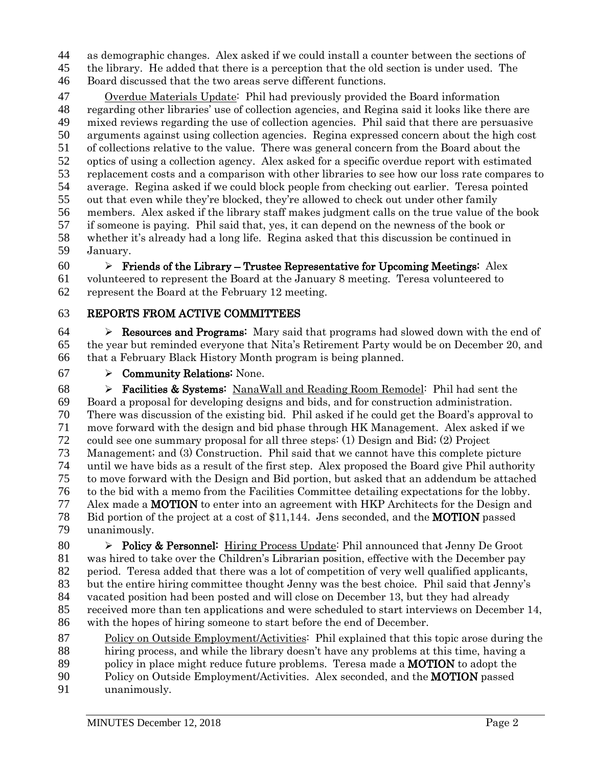as demographic changes. Alex asked if we could install a counter between the sections of the library. He added that there is a perception that the old section is under used. The Board discussed that the two areas serve different functions.

Overdue Materials Update: Phil had previously provided the Board information regarding other libraries' use of collection agencies, and Regina said it looks like there are mixed reviews regarding the use of collection agencies. Phil said that there are persuasive arguments against using collection agencies. Regina expressed concern about the high cost of collections relative to the value. There was general concern from the Board about the optics of using a collection agency. Alex asked for a specific overdue report with estimated replacement costs and a comparison with other libraries to see how our loss rate compares to average. Regina asked if we could block people from checking out earlier. Teresa pointed out that even while they're blocked, they're allowed to check out under other family members. Alex asked if the library staff makes judgment calls on the true value of the book if someone is paying. Phil said that, yes, it can depend on the newness of the book or whether it's already had a long life. Regina asked that this discussion be continued in January.

- **Friends of the Library – Trustee Representative for Upcoming Meetings:** Alex volunteered to represent the Board at the January 8 meeting. Teresa volunteered to represent the Board at the February 12 meeting.

## REPORTS FROM ACTIVE COMMITTEES

- **Resources and Programs:** Mary said that programs had slowed down with the end of the year but reminded everyone that Nita's Retirement Party would be on December 20, and that a February Black History Month program is being planned.

- **Community Relations:** None.

- **Facilities & Systems:** NanaWall and Reading Room Remodel: Phil had sent the Board a proposal for developing designs and bids, and for construction administration. There was discussion of the existing bid. Phil asked if he could get the Board's approval to move forward with the design and bid phase through HK Management. Alex asked if we could see one summary proposal for all three steps: (1) Design and Bid; (2) Project Management; and (3) Construction. Phil said that we cannot have this complete picture until we have bids as a result of the first step. Alex proposed the Board give Phil authority to move forward with the Design and Bid portion, but asked that an addendum be attached to the bid with a memo from the Facilities Committee detailing expectations for the lobby. Alex made a **MOTION** to enter into an agreement with HKP Architects for the Design and Bid portion of the project at a cost of $11,144. Jens seconded, and the **MOTION** passed unanimously.

- **Policy & Personnel:** Hiring Process Update: Phil announced that Jenny De Groot was hired to take over the Children's Librarian position, effective with the December pay period. Teresa added that there was a lot of competition of very well qualified applicants, but the entire hiring committee thought Jenny was the best choice. Phil said that Jenny's vacated position had been posted and will close on December 13, but they had already received more than ten applications and were scheduled to start interviews on December 14, with the hopes of hiring someone to start before the end of December.

  Policy on Outside Employment/Activities: Phil explained that this topic arose during the hiring process, and while the library doesn't have any problems at this time, having a policy in place might reduce future problems. Teresa made a **MOTION** to adopt the Policy on Outside Employment/Activities. Alex seconded, and the **MOTION** passed unanimously.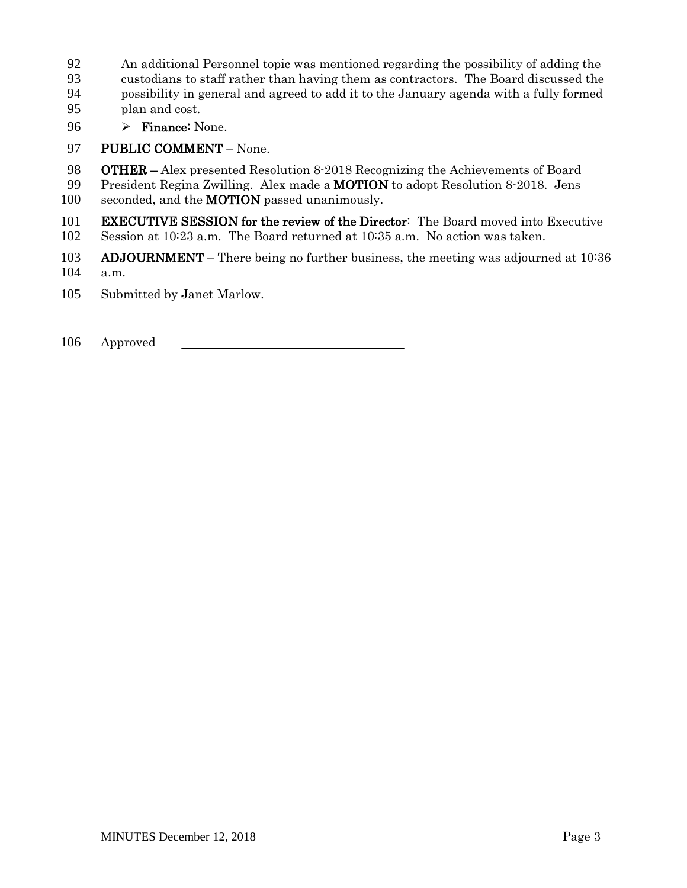An additional Personnel topic was mentioned regarding the possibility of adding the custodians to staff rather than having them as contractors. The Board discussed the possibility in general and agreed to add it to the January agenda with a fully formed plan and cost.

- **Finance:** None.

**PUBLIC COMMENT** – None.

**OTHER –** Alex presented Resolution 8-2018 Recognizing the Achievements of Board President Regina Zwilling. Alex made a **MOTION** to adopt Resolution 8-2018. Jens seconded, and the **MOTION** passed unanimously.

**EXECUTIVE SESSION for the review of the Director**: The Board moved into Executive Session at 10:23 a.m. The Board returned at 10:35 a.m. No action was taken.

**ADJOURNMENT** – There being no further business, the meeting was adjourned at 10:36 a.m.

Submitted by Janet Marlow.

Approved \_\_\_\_\_\_\_\_\_\_\_\_\_\_\_\_\_\_\_\_\_\_\_\_\_\_\_\_\_\_\_\_\_\_